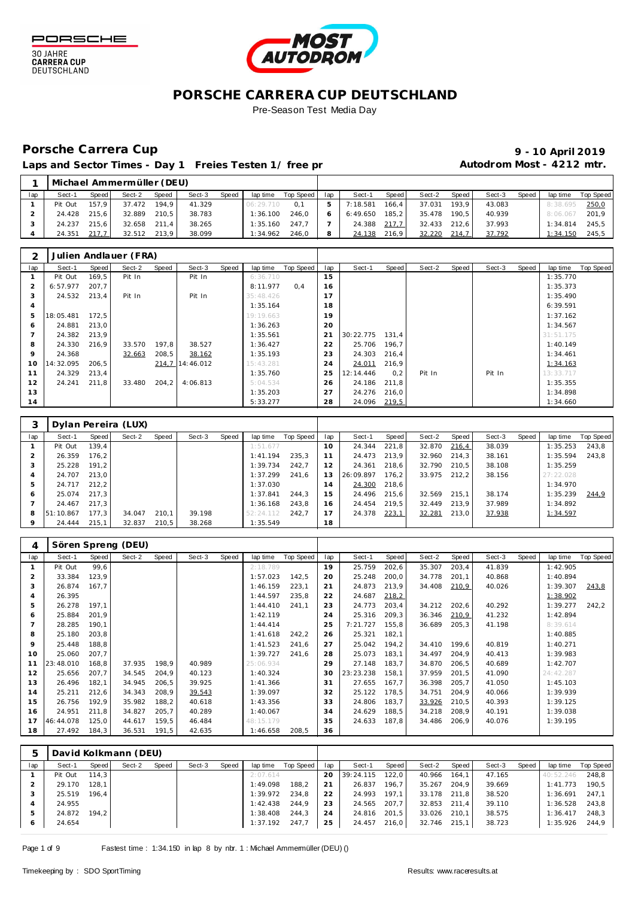# PORSCHE CARRERA CUP DEUTSCHLAND

Pre-Season Test Media Day

## Porsche Carrera Cup

**9 - 10 April 2019**

**Laps and Sector Times - Day 1 Freies Testen 1/ free pr**

**Autodrom Most - 4212 mtr.**

### 1 Michael Ammermüller (DEU)

| lap | Sect-1 | Speed | Sect-2 | Speed | Sect-3 | Speed | lap time | Top Speed | lap | Sect-1 | Speed | Sect-2 | Speed | Sect-3 | Speed | lap time | Top Speed |
|---|---|---|---|---|---|---|---|---|---|---|---|---|---|---|---|---|---|
| 1 | Pit Out | 157,9 | 37.472 | 194,9 | 41.329 | | 06:29.710 | 0,1 | 5 | 7:18.581 | 166,4 | 37.031 | 193,9 | 43.083 | | 8:38.695 | 250,0 |
| 2 | 24.428 | 215,6 | 32.889 | 210,5 | 38.783 | | 1:36.100 | 246,0 | 6 | 6:49.650 | 185,2 | 35.478 | 190,5 | 40.939 | | 8:06.067 | 201,9 |
| 3 | 24.237 | 215,6 | 32.658 | 211,4 | 38.265 | | 1:35.160 | 247,7 | 7 | 24.388 | 217,7 | 32.433 | 212,6 | 37.993 | | 1:34.814 | 245,5 |
| 4 | 24.351 | 217,7 | 32.512 | 213,9 | 38.099 | | 1:34.962 | 246,0 | 8 | 24.138 | 216,9 | 32.220 | 214,7 | 37.792 | | 1:34.150 | 245,5 |

### 2 Julien Andlauer (FRA)

| lap | Sect-1 | Speed | Sect-2 | Speed | Sect-3 | Speed | lap time | Top Speed | lap | Sect-1 | Speed | Sect-2 | Speed | Sect-3 | Speed | lap time | Top Speed |
|---|---|---|---|---|---|---|---|---|---|---|---|---|---|---|---|---|---|
| 1 | Pit Out | 169,5 | Pit In | | Pit In | | 6:36.710 | | 15 | | | | | | | 1:35.770 | |
| 2 | 6:57.977 | 207,7 | | | | | 8:11.977 | 0,4 | 16 | | | | | | | 1:35.373 | |
| 3 | 24.532 | 213,4 | Pit In | | Pit In | | 35:48.426 | | 17 | | | | | | | 1:35.490 | |
| 4 | | | | | | | 1:35.164 | | 18 | | | | | | | 6:39.591 | |
| 5 | 18:05.481 | 172,5 | | | | | 19:19.663 | | 19 | | | | | | | 1:37.162 | |
| 6 | 24.881 | 213,0 | | | | | 1:36.263 | | 20 | | | | | | | 1:34.567 | |
| 7 | 24.382 | 213,9 | | | | | 1:35.561 | | 21 | 30:22.775 | 131,4 | | | | | 31:51.175 | |
| 8 | 24.330 | 216,9 | 33.570 | 197,8 | 38.527 | | 1:36.427 | | 22 | 25.706 | 196,7 | | | | | 1:40.149 | |
| 9 | 24.368 | | 32.663 | 208,5 | 38.162 | | 1:35.193 | | 23 | 24.303 | 216,4 | | | | | 1:34.461 | |
| 10 | 14:32.095 | 206,5 | | 214,7 | 14:46.012 | | 15:43.281 | | 24 | 24.011 | 216,9 | | | | | 1:34.163 | |
| 11 | 24.329 | 213,4 | | | | | 1:35.760 | | 25 | 12:14.446 | 0,2 | Pit In | | Pit In | | 13:33.717 | |
| 12 | 24.241 | 211,8 | 33.480 | 204,2 | 4:06.813 | | 5:04.534 | | 26 | 24.186 | 211,8 | | | | | 1:35.355 | |
| 13 | | | | | | | 1:35.203 | | 27 | 24.276 | 216,0 | | | | | 1:34.898 | |
| 14 | | | | | | | 5:33.277 | | 28 | 24.096 | 219,5 | | | | | 1:34.660 | |

### 3 Dylan Pereira (LUX)

| lap | Sect-1 | Speed | Sect-2 | Speed | Sect-3 | Speed | lap time | Top Speed | lap | Sect-1 | Speed | Sect-2 | Speed | Sect-3 | Speed | lap time | Top Speed |
|---|---|---|---|---|---|---|---|---|---|---|---|---|---|---|---|---|---|
| 1 | Pit Out | 139,4 | | | | | 1:51.677 | | 10 | 24.344 | 221,8 | 32.870 | 216,4 | 38.039 | | 1:35.253 | 243,8 |
| 2 | 26.359 | 176,2 | | | | | 1:41.194 | 235,3 | 11 | 24.473 | 213,9 | 32.960 | 214,3 | 38.161 | | 1:35.594 | 243,8 |
| 3 | 25.228 | 191,2 | | | | | 1:39.734 | 242,7 | 12 | 24.361 | 218,6 | 32.790 | 210,5 | 38.108 | | 1:35.259 | |
| 4 | 24.707 | 213,0 | | | | | 1:37.299 | 241,6 | 13 | 26:09.897 | 176,2 | 33.975 | 212,2 | 38.156 | | 27:22.028 | |
| 5 | 24.717 | 212,2 | | | | | 1:37.030 | | 14 | 24.300 | 218,6 | | | | | 1:34.970 | |
| 6 | 25.074 | 217,3 | | | | | 1:37.841 | 244,3 | 15 | 24.496 | 215,6 | 32.569 | 215,1 | 38.174 | | 1:35.239 | 244,9 |
| 7 | 24.467 | 217,3 | | | | | 1:36.168 | 243,8 | 16 | 24.454 | 219,5 | 32.449 | 213,9 | 37.989 | | 1:34.892 | |
| 8 | 51:10.867 | 177,3 | 34.047 | 210,1 | 39.198 | | 52:24.112 | 242,7 | 17 | 24.378 | 223,1 | 32.281 | 213,0 | 37.938 | | 1:34.597 | |
| 9 | 24.444 | 215,1 | 32.837 | 210,5 | 38.268 | | 1:35.549 | | 18 | | | | | | | | |

### 4 Sören Spreng (DEU)

| lap | Sect-1 | Speed | Sect-2 | Speed | Sect-3 | Speed | lap time | Top Speed | lap | Sect-1 | Speed | Sect-2 | Speed | Sect-3 | Speed | lap time | Top Speed |
|---|---|---|---|---|---|---|---|---|---|---|---|---|---|---|---|---|---|
| 1 | Pit Out | 99,6 | | | | | 2:18.789 | | 19 | 25.759 | 202,6 | 35.307 | 203,4 | 41.839 | | 1:42.905 | |
| 2 | 33.384 | 123,9 | | | | | 1:57.023 | 142,5 | 20 | 25.248 | 200,0 | 34.778 | 201,1 | 40.868 | | 1:40.894 | |
| 3 | 26.874 | 167,7 | | | | | 1:46.159 | 223,1 | 21 | 24.873 | 213,9 | 34.408 | 210,9 | 40.026 | | 1:39.307 | 243,8 |
| 4 | 26.395 | | | | | | 1:44.597 | 235,8 | 22 | 24.687 | 218,2 | | | | | 1:38.902 | |
| 5 | 26.278 | 197,1 | | | | | 1:44.410 | 241,1 | 23 | 24.773 | 203,4 | 34.212 | 202,6 | 40.292 | | 1:39.277 | 242,2 |
| 6 | 25.884 | 201,9 | | | | | 1:42.119 | | 24 | 25.316 | 209,3 | 36.346 | 210,9 | 41.232 | | 1:42.894 | |
| 7 | 28.285 | 190,1 | | | | | 1:44.414 | | 25 | 7:21.727 | 155,8 | 36.689 | 205,3 | 41.198 | | 8:39.614 | |
| 8 | 25.180 | 203,8 | | | | | 1:41.618 | 242,2 | 26 | 25.321 | 182,1 | | | | | 1:40.885 | |
| 9 | 25.448 | 188,8 | | | | | 1:41.523 | 241,6 | 27 | 25.042 | 194,2 | 34.410 | 199,6 | 40.819 | | 1:40.271 | |
| 10 | 25.060 | 207,7 | | | | | 1:39.727 | 241,6 | 28 | 25.073 | 183,1 | 34.497 | 204,9 | 40.413 | | 1:39.983 | |
| 11 | 23:48.010 | 168,8 | 37.935 | 198,9 | 40.989 | | 25:06.934 | | 29 | 27.148 | 183,7 | 34.870 | 206,5 | 40.689 | | 1:42.707 | |
| 12 | 25.656 | 207,7 | 34.545 | 204,9 | 40.123 | | 1:40.324 | | 30 | 23:23.238 | 158,1 | 37.959 | 201,5 | 41.090 | | 24:42.287 | |
| 13 | 26.496 | 182,1 | 34.945 | 206,5 | 39.925 | | 1:41.366 | | 31 | 27.655 | 167,7 | 36.398 | 205,7 | 41.050 | | 1:45.103 | |
| 14 | 25.211 | 212,6 | 34.343 | 208,9 | 39.543 | | 1:39.097 | | 32 | 25.122 | 178,5 | 34.751 | 204,9 | 40.066 | | 1:39.939 | |
| 15 | 26.756 | 192,9 | 35.982 | 188,2 | 40.618 | | 1:43.356 | | 33 | 24.806 | 183,7 | 33.926 | 210,5 | 40.393 | | 1:39.125 | |
| 16 | 24.951 | 211,8 | 34.827 | 205,7 | 40.289 | | 1:40.067 | | 34 | 24.629 | 188,5 | 34.218 | 208,9 | 40.191 | | 1:39.038 | |
| 17 | 46:44.078 | 125,0 | 44.617 | 159,5 | 46.484 | | 48:15.179 | | 35 | 24.633 | 187,8 | 34.486 | 206,9 | 40.076 | | 1:39.195 | |
| 18 | 27.492 | 184,3 | 36.531 | 191,5 | 42.635 | | 1:46.658 | 208,5 | 36 | | | | | | | | |

### 5 David Kolkmann (DEU)

| lap | Sect-1 | Speed | Sect-2 | Speed | Sect-3 | Speed | lap time | Top Speed | lap | Sect-1 | Speed | Sect-2 | Speed | Sect-3 | Speed | lap time | Top Speed |
|---|---|---|---|---|---|---|---|---|---|---|---|---|---|---|---|---|---|
| 1 | Pit Out | 114,3 | | | | | 2:07.614 | | 20 | 39:24.115 | 122,0 | 40.966 | 164,1 | 47.165 | | 40:52.246 | 248,8 |
| 2 | 29.170 | 128,1 | | | | | 1:49.098 | 188,2 | 21 | 26.837 | 196,7 | 35.267 | 204,9 | 39.669 | | 1:41.773 | 190,5 |
| 3 | 25.519 | 196,4 | | | | | 1:39.972 | 234,8 | 22 | 24.993 | 197,1 | 33.178 | 211,8 | 38.520 | | 1:36.691 | 247,1 |
| 4 | 24.955 | | | | | | 1:42.438 | 244,9 | 23 | 24.565 | 207,7 | 32.853 | 211,4 | 39.110 | | 1:36.528 | 243,8 |
| 5 | 24.872 | 194,2 | | | | | 1:38.408 | 244,3 | 24 | 24.816 | 201,5 | 33.026 | 210,1 | 38.575 | | 1:36.417 | 248,3 |
| 6 | 24.654 | | | | | | 1:37.192 | 247,7 | 25 | 24.457 | 216,0 | 32.746 | 215,1 | 38.723 | | 1:35.926 | 244,9 |

Fastest time : 1:34.150 in lap 8 by nbr. 1 : Michael Ammermüller (DEU) ()

Timekeeping by : SDO SportTiming

Results: www.raceresults.at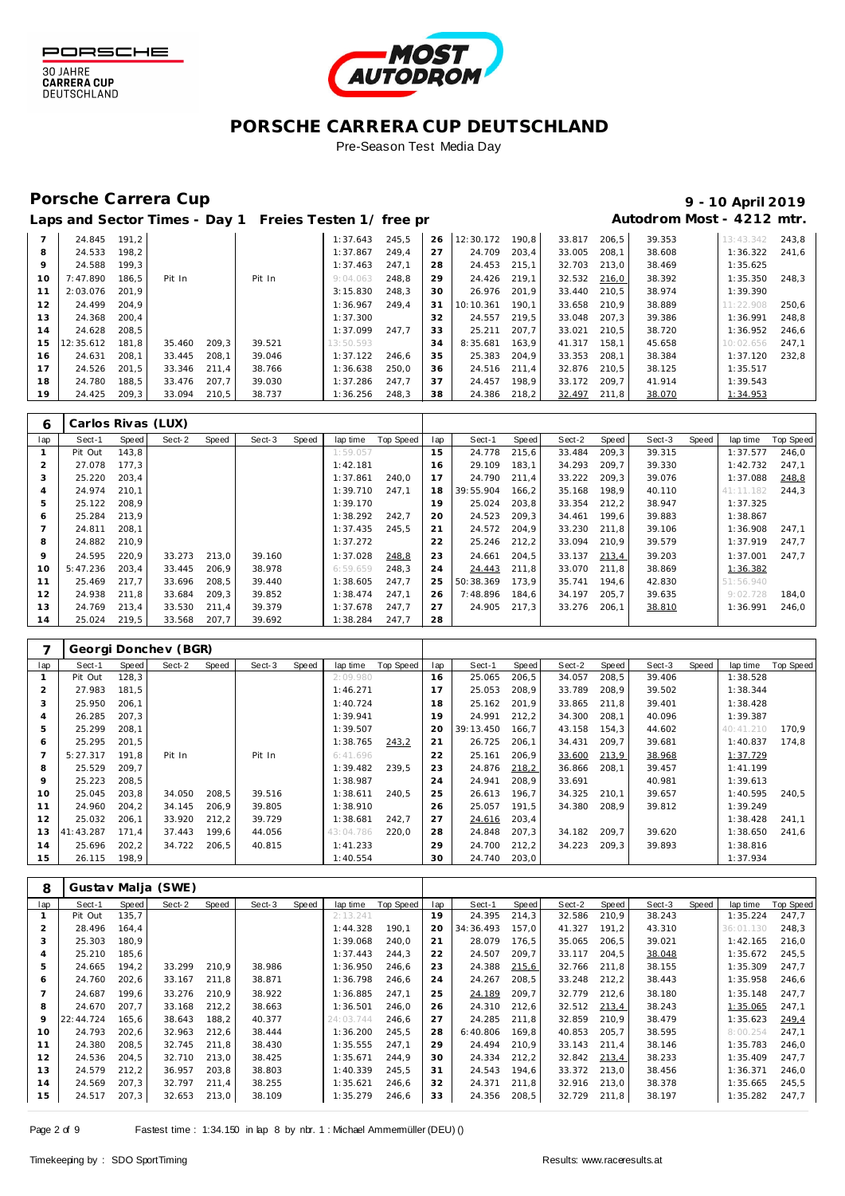# PORSCHE CARRERA CUP DEUTSCHLAND

Pre-Season Test Media Day

## Porsche Carrera Cup

**9 - 10 April 2019**

**Laps and Sector Times - Day 1 Freies Testen 1/ free pr** **Autodrom Most - 4212 mtr.**

| lap | Sect-1 | Speed | Sect-2 | Speed | Sect-3 | Speed | lap time | Top Speed | lap | Sect-1 | Speed | Sect-2 | Speed | Sect-3 | Speed | lap time | Top Speed |
|---|---|---|---|---|---|---|---|---|---|---|---|---|---|---|---|---|---|
| 7 | 24.845 | 191,2 | | | | | 1:37.643 | 245,5 | 26 | 12:30.172 | 190,8 | 33.817 | 206,5 | 39.353 | | 13:43.342 | 243,8 |
| 8 | 24.533 | 198,2 | | | | | 1:37.867 | 249,4 | 27 | 24.709 | 203,4 | 33.005 | 208,1 | 38.608 | | 1:36.322 | 241,6 |
| 9 | 24.588 | 199,3 | | | | | 1:37.463 | 247,1 | 28 | 24.453 | 215,1 | 32.703 | 213,0 | 38.469 | | 1:35.625 | |
| 10 | 7:47.890 | 186,5 | Pit In | | Pit In | | 9:04.063 | 248,8 | 29 | 24.426 | 219,1 | 32.532 | 216,0 | 38.392 | | 1:35.350 | 248,3 |
| 11 | 2:03.076 | 201,9 | | | | | 3:15.830 | 248,3 | 30 | 26.976 | 201,9 | 33.440 | 210,5 | 38.974 | | 1:39.390 | |
| 12 | 24.499 | 204,9 | | | | | 1:36.967 | 249,4 | 31 | 10:10.361 | 190,1 | 33.658 | 210,9 | 38.889 | | 11:22.908 | 250,6 |
| 13 | 24.368 | 200,4 | | | | | 1:37.300 | | 32 | 24.557 | 219,5 | 33.048 | 207,3 | 39.386 | | 1:36.991 | 248,8 |
| 14 | 24.628 | 208,5 | | | | | 1:37.099 | 247,7 | 33 | 25.211 | 207,7 | 33.021 | 210,5 | 38.720 | | 1:36.952 | 246,6 |
| 15 | 12:35.612 | 181,8 | 35.460 | 209,3 | 39.521 | | 13:50.593 | | 34 | 8:35.681 | 163,9 | 41.317 | 158,1 | 45.658 | | 10:02.656 | 247,1 |
| 16 | 24.631 | 208,1 | 33.445 | 208,1 | 39.046 | | 1:37.122 | 246,6 | 35 | 25.383 | 204,9 | 33.353 | 208,1 | 38.384 | | 1:37.120 | 232,8 |
| 17 | 24.526 | 201,5 | 33.346 | 211,4 | 38.766 | | 1:36.638 | 250,0 | 36 | 24.516 | 211,4 | 32.876 | 210,5 | 38.125 | | 1:35.517 | |
| 18 | 24.780 | 188,5 | 33.476 | 207,7 | 39.030 | | 1:37.286 | 247,7 | 37 | 24.457 | 198,9 | 33.172 | 209,7 | 41.914 | | 1:39.543 | |
| 19 | 24.425 | 209,3 | 33.094 | 210,5 | 38.737 | | 1:36.256 | 248,3 | 38 | 24.386 | 218,2 | 32.497 | 211,8 | 38.070 | | 1:34.953 | |

### 6 Carlos Rivas (LUX)

| lap | Sect-1 | Speed | Sect-2 | Speed | Sect-3 | Speed | lap time | Top Speed | lap | Sect-1 | Speed | Sect-2 | Speed | Sect-3 | Speed | lap time | Top Speed |
|---|---|---|---|---|---|---|---|---|---|---|---|---|---|---|---|---|---|
| 1 | Pit Out | 143,8 | | | | | 1:59.057 | | 15 | 24.778 | 215,6 | 33.484 | 209,3 | 39.315 | | 1:37.577 | 246,0 |
| 2 | 27.078 | 177,3 | | | | | 1:42.181 | | 16 | 29.109 | 183,1 | 34.293 | 209,7 | 39.330 | | 1:42.732 | 247,1 |
| 3 | 25.220 | 203,4 | | | | | 1:37.861 | 240,0 | 17 | 24.790 | 211,4 | 33.222 | 209,3 | 39.076 | | 1:37.088 | 248,8 |
| 4 | 24.974 | 210,1 | | | | | 1:39.710 | 247,1 | 18 | 39:55.904 | 166,2 | 35.168 | 198,9 | 40.110 | | 41:11.182 | 244,3 |
| 5 | 25.122 | 208,9 | | | | | 1:39.170 | | 19 | 25.024 | 203,8 | 33.354 | 212,2 | 38.947 | | 1:37.325 | |
| 6 | 25.284 | 213,9 | | | | | 1:38.292 | 242,7 | 20 | 24.523 | 209,3 | 34.461 | 199,6 | 39.883 | | 1:38.867 | |
| 7 | 24.811 | 208,1 | | | | | 1:37.435 | 245,5 | 21 | 24.572 | 204,9 | 33.230 | 211,8 | 39.106 | | 1:36.908 | 247,1 |
| 8 | 24.882 | 210,9 | | | | | 1:37.272 | | 22 | 25.246 | 212,2 | 33.094 | 210,9 | 39.579 | | 1:37.919 | 247,7 |
| 9 | 24.595 | 220,9 | 33.273 | 213,0 | 39.160 | | 1:37.028 | 248,8 | 23 | 24.661 | 204,5 | 33.137 | 213,4 | 39.203 | | 1:37.001 | 247,7 |
| 10 | 5:47.236 | 203,4 | 33.445 | 206,9 | 38.978 | | 6:59.659 | 248,3 | 24 | 24.443 | 211,8 | 33.070 | 211,8 | 38.869 | | 1:36.382 | |
| 11 | 25.469 | 217,7 | 33.696 | 208,5 | 39.440 | | 1:38.605 | 247,7 | 25 | 50:38.369 | 173,9 | 35.741 | 194,6 | 42.830 | | 51:56.940 | |
| 12 | 24.938 | 211,8 | 33.684 | 209,3 | 39.852 | | 1:38.474 | 247,1 | 26 | 7:48.896 | 184,6 | 34.197 | 205,7 | 39.635 | | 9:02.728 | 184,0 |
| 13 | 24.769 | 213,4 | 33.530 | 211,4 | 39.379 | | 1:37.678 | 247,7 | 27 | 24.905 | 217,3 | 33.276 | 206,1 | 38.810 | | 1:36.991 | 246,0 |
| 14 | 25.024 | 219,5 | 33.568 | 207,7 | 39.692 | | 1:38.284 | 247,7 | 28 | | | | | | | | |

### 7 Georgi Donchev (BGR)

| lap | Sect-1 | Speed | Sect-2 | Speed | Sect-3 | Speed | lap time | Top Speed | lap | Sect-1 | Speed | Sect-2 | Speed | Sect-3 | Speed | lap time | Top Speed |
|---|---|---|---|---|---|---|---|---|---|---|---|---|---|---|---|---|---|
| 1 | Pit Out | 128,3 | | | | | 2:09.980 | | 16 | 25.065 | 206,5 | 34.057 | 208,5 | 39.406 | | 1:38.528 | |
| 2 | 27.983 | 181,5 | | | | | 1:46.271 | | 17 | 25.053 | 208,9 | 33.789 | 208,9 | 39.502 | | 1:38.344 | |
| 3 | 25.950 | 206,1 | | | | | 1:40.724 | | 18 | 25.162 | 201,9 | 33.865 | 211,8 | 39.401 | | 1:38.428 | |
| 4 | 26.285 | 207,3 | | | | | 1:39.941 | | 19 | 24.991 | 212,2 | 34.300 | 208,1 | 40.096 | | 1:39.387 | |
| 5 | 25.299 | 208,1 | | | | | 1:39.507 | | 20 | 39:13.450 | 166,7 | 43.158 | 154,3 | 44.602 | | 40:41.210 | 170,9 |
| 6 | 25.295 | 201,5 | | | | | 1:38.765 | 243,2 | 21 | 26.725 | 206,1 | 34.431 | 209,7 | 39.681 | | 1:40.837 | 174,8 |
| 7 | 5:27.317 | 191,8 | Pit In | | Pit In | | 6:41.696 | | 22 | 25.161 | 206,9 | 33.600 | 213,9 | 38.968 | | 1:37.729 | |
| 8 | 25.529 | 209,7 | | | | | 1:39.482 | 239,5 | 23 | 24.876 | 218,2 | 36.866 | 208,1 | 39.457 | | 1:41.199 | |
| 9 | 25.223 | 208,5 | | | | | 1:38.987 | | 24 | 24.941 | 208,9 | 33.691 | | 40.981 | | 1:39.613 | |
| 10 | 25.045 | 203,8 | 34.050 | 208,5 | 39.516 | | 1:38.611 | 240,5 | 25 | 26.613 | 196,7 | 34.325 | 210,1 | 39.657 | | 1:40.595 | 240,5 |
| 11 | 24.960 | 204,2 | 34.145 | 206,9 | 39.805 | | 1:38.910 | | 26 | 25.057 | 191,5 | 34.380 | 208,9 | 39.812 | | 1:39.249 | |
| 12 | 25.032 | 206,1 | 33.920 | 212,2 | 39.729 | | 1:38.681 | 242,7 | 27 | 24.616 | 203,4 | | | | | 1:38.428 | 241,1 |
| 13 | 41:43.287 | 171,4 | 37.443 | 199,6 | 44.056 | | 43:04.786 | 220,0 | 28 | 24.848 | 207,3 | 34.182 | 209,7 | 39.620 | | 1:38.650 | 241,6 |
| 14 | 25.696 | 202,2 | 34.722 | 206,5 | 40.815 | | 1:41.233 | | 29 | 24.700 | 212,2 | 34.223 | 209,3 | 39.893 | | 1:38.816 | |
| 15 | 26.115 | 198,9 | | | | | 1:40.554 | | 30 | 24.740 | 203,0 | | | | | 1:37.934 | |

### 8 Gustav Malja (SWE)

| lap | Sect-1 | Speed | Sect-2 | Speed | Sect-3 | Speed | lap time | Top Speed | lap | Sect-1 | Speed | Sect-2 | Speed | Sect-3 | Speed | lap time | Top Speed |
|---|---|---|---|---|---|---|---|---|---|---|---|---|---|---|---|---|---|
| 1 | Pit Out | 135,7 | | | | | 2:13.241 | | 19 | 24.395 | 214,3 | 32.586 | 210,9 | 38.243 | | 1:35.224 | 247,7 |
| 2 | 28.496 | 164,4 | | | | | 1:44.328 | 190,1 | 20 | 34:36.493 | 157,0 | 41.327 | 191,2 | 43.310 | | 36:01.130 | 248,3 |
| 3 | 25.303 | 180,9 | | | | | 1:39.068 | 240,0 | 21 | 28.079 | 176,5 | 35.065 | 206,5 | 39.021 | | 1:42.165 | 216,0 |
| 4 | 25.210 | 185,6 | | | | | 1:37.443 | 244,3 | 22 | 24.507 | 209,7 | 33.117 | 204,5 | 38.048 | | 1:35.672 | 245,5 |
| 5 | 24.665 | 194,2 | 33.299 | 210,9 | 38.986 | | 1:36.950 | 246,6 | 23 | 24.388 | 215,6 | 32.766 | 211,8 | 38.155 | | 1:35.309 | 247,7 |
| 6 | 24.760 | 202,6 | 33.167 | 211,8 | 38.871 | | 1:36.798 | 246,6 | 24 | 24.267 | 208,5 | 33.248 | 212,2 | 38.443 | | 1:35.958 | 246,6 |
| 7 | 24.687 | 199,6 | 33.276 | 210,9 | 38.922 | | 1:36.885 | 247,1 | 25 | 24.189 | 209,7 | 32.779 | 212,6 | 38.180 | | 1:35.148 | 247,7 |
| 8 | 24.670 | 207,7 | 33.168 | 212,2 | 38.663 | | 1:36.501 | 246,0 | 26 | 24.310 | 212,6 | 32.512 | 213,4 | 38.243 | | 1:35.065 | 247,1 |
| 9 | 22:44.724 | 165,6 | 38.643 | 188,2 | 40.377 | | 24:03.744 | 246,6 | 27 | 24.285 | 211,8 | 32.859 | 210,9 | 38.479 | | 1:35.623 | 249,4 |
| 10 | 24.793 | 202,6 | 32.963 | 212,6 | 38.444 | | 1:36.200 | 245,5 | 28 | 6:40.806 | 169,8 | 40.853 | 205,7 | 38.595 | | 8:00.254 | 247,1 |
| 11 | 24.380 | 208,5 | 32.745 | 211,8 | 38.430 | | 1:35.555 | 247,1 | 29 | 24.494 | 210,9 | 33.143 | 211,4 | 38.146 | | 1:35.783 | 246,0 |
| 12 | 24.536 | 204,5 | 32.710 | 213,0 | 38.425 | | 1:35.671 | 244,9 | 30 | 24.334 | 212,2 | 32.842 | 213,4 | 38.233 | | 1:35.409 | 247,7 |
| 13 | 24.579 | 212,2 | 36.957 | 203,8 | 38.803 | | 1:40.339 | 245,5 | 31 | 24.543 | 194,6 | 33.372 | 213,0 | 38.456 | | 1:36.371 | 246,0 |
| 14 | 24.569 | 207,3 | 32.797 | 211,4 | 38.255 | | 1:35.621 | 246,6 | 32 | 24.371 | 211,8 | 32.916 | 213,0 | 38.378 | | 1:35.665 | 245,5 |
| 15 | 24.517 | 207,3 | 32.653 | 213,0 | 38.109 | | 1:35.279 | 246,6 | 33 | 24.356 | 208,5 | 32.729 | 211,8 | 38.197 | | 1:35.282 | 247,7 |

Fastest time : 1:34.150 in lap 8 by nbr. 1 : Michael Ammermüller (DEU) ()

Timekeeping by : SDO SportTiming Results: www.raceresults.at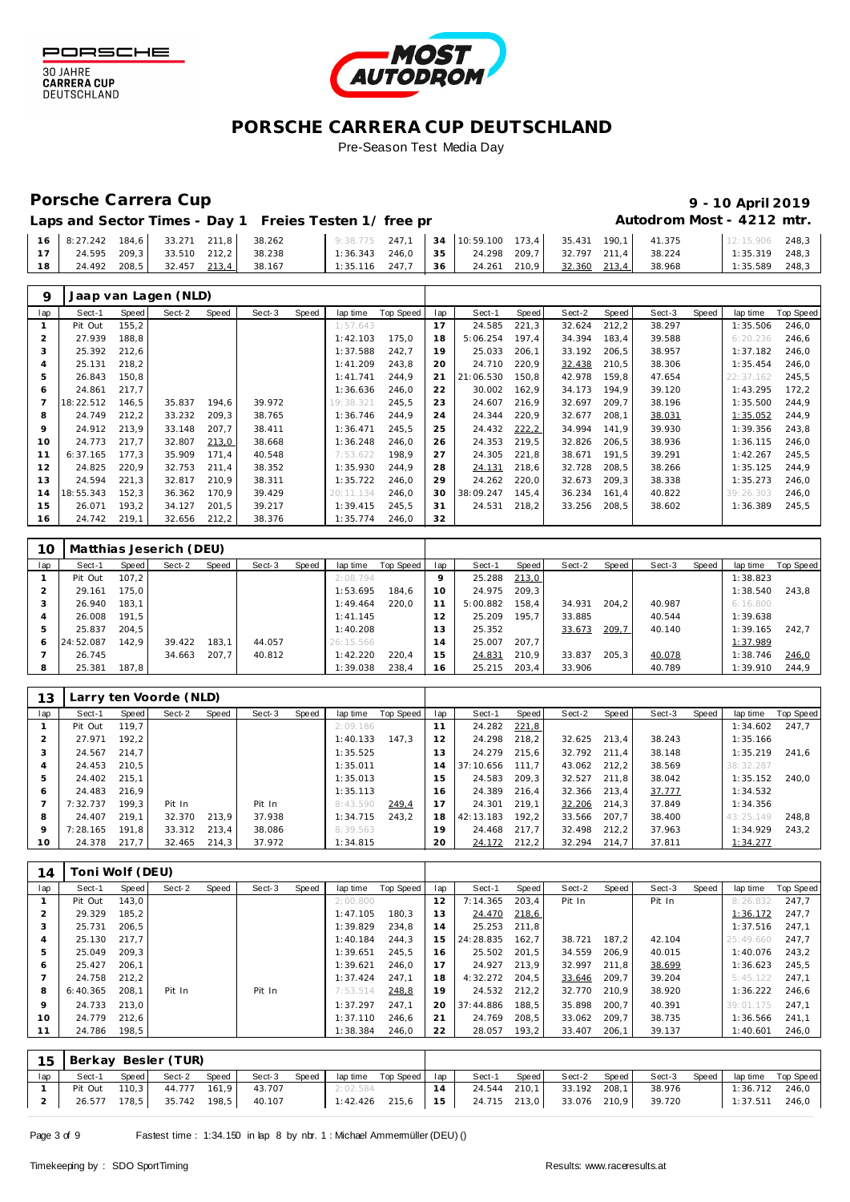# PORSCHE CARRERA CUP DEUTSCHLAND

Pre-Season Test Media Day

## Porsche Carrera Cup

**9 - 10 April 2019**

**Laps and Sector Times - Day 1 Freies Testen 1/ free pr**

**Autodrom Most - 4212 mtr.**

| lap | Sect-1 | Speed | Sect-2 | Speed | Sect-3 | Speed | lap time | Top Speed | lap | Sect-1 | Speed | Sect-2 | Speed | Sect-3 | Speed | lap time | Top Speed |
|---|---|---|---|---|---|---|---|---|---|---|---|---|---|---|---|---|---|
| 16 | 8:27.242 | 184,6 | 33.271 | 211,8 | 38.262 | | 9:38.775 | 247,1 | 34 | 10:59.100 | 173,4 | 35.431 | 190,1 | 41.375 | | 12:15.906 | 248,3 |
| 17 | 24.595 | 209,3 | 33.510 | 212,2 | 38.238 | | 1:36.343 | 246,0 | 35 | 24.298 | 209,7 | 32.797 | 211,4 | 38.224 | | 1:35.319 | 248,3 |
| 18 | 24.492 | 208,5 | 32.457 | 213,4 | 38.167 | | 1:35.116 | 247,7 | 36 | 24.261 | 210,9 | 32.360 | 213,4 | 38.968 | | 1:35.589 | 248,3 |

### 9 Jaap van Lagen (NLD)

| lap | Sect-1 | Speed | Sect-2 | Speed | Sect-3 | Speed | lap time | Top Speed | lap | Sect-1 | Speed | Sect-2 | Speed | Sect-3 | Speed | lap time | Top Speed |
|---|---|---|---|---|---|---|---|---|---|---|---|---|---|---|---|---|---|
| 1 | Pit Out | 155,2 | | | | | 1:57.643 | | 17 | 24.585 | 221,3 | 32.624 | 212,2 | 38.297 | | 1:35.506 | 246,0 |
| 2 | 27.939 | 188,8 | | | | | 1:42.103 | 175,0 | 18 | 5:06.254 | 197,4 | 34.394 | 183,4 | 39.588 | | 6:20.236 | 246,6 |
| 3 | 25.392 | 212,6 | | | | | 1:37.588 | 242,7 | 19 | 25.033 | 206,1 | 33.192 | 206,5 | 38.957 | | 1:37.182 | 246,0 |
| 4 | 25.131 | 218,2 | | | | | 1:41.209 | 243,8 | 20 | 24.710 | 220,9 | 32.438 | 210,5 | 38.306 | | 1:35.454 | 246,0 |
| 5 | 26.843 | 150,8 | | | | | 1:41.741 | 244,9 | 21 | 21:06.530 | 150,8 | 42.978 | 159,8 | 47.654 | | 22:37.162 | 245,5 |
| 6 | 24.861 | 217,7 | | | | | 1:36.636 | 246,0 | 22 | 30.002 | 162,9 | 34.173 | 194,9 | 39.120 | | 1:43.295 | 172,2 |
| 7 | 18:22.512 | 146,5 | 35.837 | 194,6 | 39.972 | | 19:38.321 | 245,5 | 23 | 24.607 | 216,9 | 32.697 | 209,7 | 38.196 | | 1:35.500 | 244,9 |
| 8 | 24.749 | 212,2 | 33.232 | 209,3 | 38.765 | | 1:36.746 | 244,9 | 24 | 24.344 | 220,9 | 32.677 | 208,1 | 38.031 | | 1:35.052 | 244,9 |
| 9 | 24.912 | 213,9 | 33.148 | 207,7 | 38.411 | | 1:36.471 | 245,5 | 25 | 24.432 | 222,2 | 34.994 | 141,9 | 39.930 | | 1:39.356 | 243,8 |
| 10 | 24.773 | 217,7 | 32.807 | 213,0 | 38.668 | | 1:36.248 | 246,0 | 26 | 24.353 | 219,5 | 32.826 | 206,5 | 38.936 | | 1:36.115 | 246,0 |
| 11 | 6:37.165 | 177,3 | 35.909 | 171,4 | 40.548 | | 7:53.622 | 198,9 | 27 | 24.305 | 221,8 | 38.671 | 191,5 | 39.291 | | 1:42.267 | 245,5 |
| 12 | 24.825 | 220,9 | 32.753 | 211,4 | 38.352 | | 1:35.930 | 244,9 | 28 | 24.131 | 218,6 | 32.728 | 208,5 | 38.266 | | 1:35.125 | 244,9 |
| 13 | 24.594 | 221,3 | 32.817 | 210,9 | 38.311 | | 1:35.722 | 246,0 | 29 | 24.262 | 220,0 | 32.673 | 209,3 | 38.338 | | 1:35.273 | 246,0 |
| 14 | 18:55.343 | 152,3 | 36.362 | 170,9 | 39.429 | | 20:11.134 | 246,0 | 30 | 38:09.247 | 145,4 | 36.234 | 161,4 | 40.822 | | 39:26.303 | 246,0 |
| 15 | 26.071 | 193,2 | 34.127 | 201,5 | 39.217 | | 1:39.415 | 245,5 | 31 | 24.531 | 218,2 | 33.256 | 208,5 | 38.602 | | 1:36.389 | 245,5 |
| 16 | 24.742 | 219,1 | 32.656 | 212,2 | 38.376 | | 1:35.774 | 246,0 | 32 | | | | | | | | |

### 10 Matthias Jeserich (DEU)

| lap | Sect-1 | Speed | Sect-2 | Speed | Sect-3 | Speed | lap time | Top Speed | lap | Sect-1 | Speed | Sect-2 | Speed | Sect-3 | Speed | lap time | Top Speed |
|---|---|---|---|---|---|---|---|---|---|---|---|---|---|---|---|---|---|
| 1 | Pit Out | 107,2 | | | | | 2:08.794 | | 9 | 25.288 | 213,0 | | | | | 1:38.823 | |
| 2 | 29.161 | 175,0 | | | | | 1:53.695 | 184,6 | 10 | 24.975 | 209,3 | | | | | 1:38.540 | 243,8 |
| 3 | 26.940 | 183,1 | | | | | 1:49.464 | 220,0 | 11 | 5:00.882 | 158,4 | 34.931 | 204,2 | 40.987 | | 6:16.800 | |
| 4 | 26.008 | 191,5 | | | | | 1:41.145 | | 12 | 25.209 | 195,7 | 33.885 | | 40.544 | | 1:39.638 | |
| 5 | 25.837 | 204,5 | | | | | 1:40.208 | | 13 | 25.352 | | 33.673 | 209,7 | 40.140 | | 1:39.165 | 242,7 |
| 6 | 24:52.087 | 142,9 | 39.422 | 183,1 | 44.057 | | 26:15.566 | | 14 | 25.007 | 207,7 | | | | | 1:37.989 | |
| 7 | 26.745 | | 34.663 | 207,7 | 40.812 | | 1:42.220 | 220,4 | 15 | 24.831 | 210,9 | 33.837 | 205,3 | 40.078 | | 1:38.746 | 246,0 |
| 8 | 25.381 | 187,8 | | | | | 1:39.038 | 238,4 | 16 | 25.215 | 203,4 | 33.906 | | 40.789 | | 1:39.910 | 244,9 |

### 13 Larry ten Voorde (NLD)

| lap | Sect-1 | Speed | Sect-2 | Speed | Sect-3 | Speed | lap time | Top Speed | lap | Sect-1 | Speed | Sect-2 | Speed | Sect-3 | Speed | lap time | Top Speed |
|---|---|---|---|---|---|---|---|---|---|---|---|---|---|---|---|---|---|
| 1 | Pit Out | 119,7 | | | | | 2:09.186 | | 11 | 24.282 | 221,8 | | | | | 1:34.602 | 247,7 |
| 2 | 27.971 | 192,2 | | | | | 1:40.133 | 147,3 | 12 | 24.298 | 218,2 | 32.625 | 213,4 | 38.243 | | 1:35.166 | |
| 3 | 24.567 | 214,7 | | | | | 1:35.525 | | 13 | 24.279 | 215,6 | 32.792 | 211,4 | 38.148 | | 1:35.219 | 241,6 |
| 4 | 24.453 | 210,5 | | | | | 1:35.011 | | 14 | 37:10.656 | 111,7 | 43.062 | 212,2 | 38.569 | | 38:32.287 | |
| 5 | 24.402 | 215,1 | | | | | 1:35.013 | | 15 | 24.583 | 209,3 | 32.527 | 211,8 | 38.042 | | 1:35.152 | 240,0 |
| 6 | 24.483 | 216,9 | | | | | 1:35.113 | | 16 | 24.389 | 216,4 | 32.366 | 213,4 | 37.777 | | 1:34.532 | |
| 7 | 7:32.737 | 199,3 | Pit In | | Pit In | | 8:43.590 | 249,4 | 17 | 24.301 | 219,1 | 32.206 | 214,3 | 37.849 | | 1:34.356 | |
| 8 | 24.407 | 219,1 | 32.370 | 213,9 | 37.938 | | 1:34.715 | 243,2 | 18 | 42:13.183 | 192,2 | 33.566 | 207,7 | 38.400 | | 43:25.149 | 248,8 |
| 9 | 7:28.165 | 191,8 | 33.312 | 213,4 | 38.086 | | 8:39.563 | | 19 | 24.468 | 217,7 | 32.498 | 212,2 | 37.963 | | 1:34.929 | 243,2 |
| 10 | 24.378 | 217,7 | 32.465 | 214,3 | 37.972 | | 1:34.815 | | 20 | 24.172 | 212,2 | 32.294 | 214,7 | 37.811 | | 1:34.277 | |

### 14 Toni Wolf (DEU)

| lap | Sect-1 | Speed | Sect-2 | Speed | Sect-3 | Speed | lap time | Top Speed | lap | Sect-1 | Speed | Sect-2 | Speed | Sect-3 | Speed | lap time | Top Speed |
|---|---|---|---|---|---|---|---|---|---|---|---|---|---|---|---|---|---|
| 1 | Pit Out | 143,0 | | | | | 2:00.800 | | 12 | 7:14.365 | 203,4 | Pit In | | Pit In | | 8:26.832 | 247,7 |
| 2 | 29.329 | 185,2 | | | | | 1:47.105 | 180,3 | 13 | 24.470 | 218,6 | | | | | 1:36.172 | 247,7 |
| 3 | 25.731 | 206,5 | | | | | 1:39.829 | 234,8 | 14 | 25.253 | 211,8 | | | | | 1:37.516 | 247,1 |
| 4 | 25.130 | 217,7 | | | | | 1:40.184 | 244,3 | 15 | 24:28.835 | 162,7 | 38.721 | 187,2 | 42.104 | | 25:49.660 | 247,7 |
| 5 | 25.049 | 209,3 | | | | | 1:39.651 | 245,5 | 16 | 25.502 | 201,5 | 34.559 | 206,9 | 40.015 | | 1:40.076 | 243,2 |
| 6 | 25.427 | 206,1 | | | | | 1:39.621 | 246,0 | 17 | 24.927 | 213,9 | 32.997 | 211,8 | 38.699 | | 1:36.623 | 245,5 |
| 7 | 24.758 | 212,2 | | | | | 1:37.424 | 247,1 | 18 | 4:32.272 | 204,5 | 33.646 | 209,7 | 39.204 | | 5:45.122 | 247,1 |
| 8 | 6:40.365 | 208,1 | Pit In | | Pit In | | 7:53.514 | 248,8 | 19 | 24.532 | 212,2 | 32.770 | 210,9 | 38.920 | | 1:36.222 | 246,6 |
| 9 | 24.733 | 213,0 | | | | | 1:37.297 | 247,1 | 20 | 37:44.886 | 188,5 | 35.898 | 200,7 | 40.391 | | 39:01.175 | 247,1 |
| 10 | 24.779 | 212,6 | | | | | 1:37.110 | 246,6 | 21 | 24.769 | 208,5 | 33.062 | 209,7 | 38.735 | | 1:36.566 | 241,1 |
| 11 | 24.786 | 198,5 | | | | | 1:38.384 | 246,0 | 22 | 28.057 | 193,2 | 33.407 | 206,1 | 39.137 | | 1:40.601 | 246,0 |

### 15 Berkay Besler (TUR)

| lap | Sect-1 | Speed | Sect-2 | Speed | Sect-3 | Speed | lap time | Top Speed | lap | Sect-1 | Speed | Sect-2 | Speed | Sect-3 | Speed | lap time | Top Speed |
|---|---|---|---|---|---|---|---|---|---|---|---|---|---|---|---|---|---|
| 1 | Pit Out | 110,3 | 44.777 | 161,9 | 43.707 | | 2:02.584 | | 14 | 24.544 | 210,1 | 33.192 | 208,1 | 38.976 | | 1:36.712 | 246,0 |
| 2 | 26.577 | 178,5 | 35.742 | 198,5 | 40.107 | | 1:42.426 | 215,6 | 15 | 24.715 | 213,0 | 33.076 | 210,9 | 39.720 | | 1:37.511 | 246,0 |

Fastest time : 1:34.150 in lap 8 by nbr. 1 : Michael Ammermüller (DEU) ()

Timekeeping by : SDO SportTiming

Results: www.raceresults.at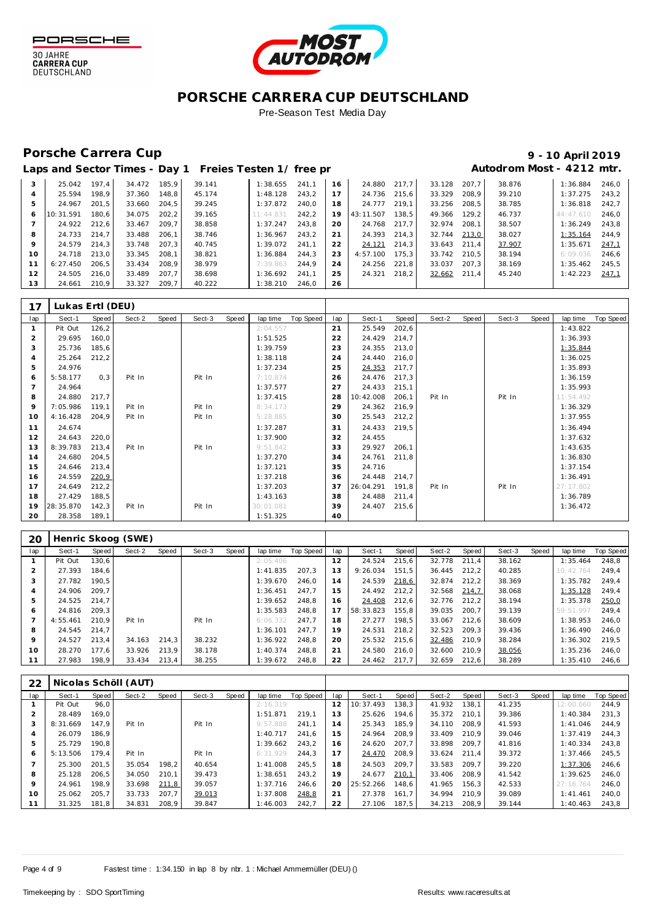# PORSCHE CARRERA CUP DEUTSCHLAND

Pre-Season Test Media Day

## Porsche Carrera Cup

**9 - 10 April 2019**

### Laps and Sector Times - Day 1 Freies Testen 1/ free pr

**Autodrom Most - 4212 mtr.**

| lap | Sect-1 | Speed | Sect-2 | Speed | Sect-3 | Speed | lap time | Top Speed | lap | Sect-1 | Speed | Sect-2 | Speed | Sect-3 | Speed | lap time | Top Speed |
|---|---|---|---|---|---|---|---|---|---|---|---|---|---|---|---|---|---|
| 3 | 25.042 | 197,4 | 34.472 | 185,9 | 39.141 | | 1:38.655 | 241,1 | 16 | 24.880 | 217,7 | 33.128 | 207,7 | 38.876 | | 1:36.884 | 246,0 |
| 4 | 25.594 | 198,9 | 37.360 | 148,8 | 45.174 | | 1:48.128 | 243,2 | 17 | 24.736 | 215,6 | 33.329 | 208,9 | 39.210 | | 1:37.275 | 243,2 |
| 5 | 24.967 | 201,5 | 33.660 | 204,5 | 39.245 | | 1:37.872 | 240,0 | 18 | 24.777 | 219,1 | 33.256 | 208,5 | 38.785 | | 1:36.818 | 242,7 |
| 6 | 10:31.591 | 180,6 | 34.075 | 202,2 | 39.165 | | 11:44.831 | 242,2 | 19 | 43:11.507 | 138,5 | 49.366 | 129,2 | 46.737 | | 44:47.610 | 246,0 |
| 7 | 24.922 | 212,6 | 33.467 | 209,7 | 38.858 | | 1:37.247 | 243,8 | 20 | 24.768 | 217,7 | 32.974 | 208,1 | 38.507 | | 1:36.249 | 243,8 |
| 8 | 24.733 | 214,7 | 33.488 | 206,1 | 38.746 | | 1:36.967 | 243,2 | 21 | 24.393 | 214,3 | 32.744 | 213,0 | 38.027 | | 1:35.164 | 244,9 |
| 9 | 24.579 | 214,3 | 33.748 | 207,3 | 40.745 | | 1:39.072 | 241,1 | 22 | 24.121 | 214,3 | 33.643 | 211,4 | 37.907 | | 1:35.671 | 247,1 |
| 10 | 24.718 | 213,0 | 33.345 | 208,1 | 38.821 | | 1:36.884 | 244,3 | 23 | 4:57.100 | 175,3 | 33.742 | 210,5 | 38.194 | | 6:09.036 | 246,6 |
| 11 | 6:27.450 | 206,5 | 33.434 | 208,9 | 38.979 | | 7:39.863 | 244,9 | 24 | 24.256 | 221,8 | 33.037 | 207,3 | 38.169 | | 1:35.462 | 245,5 |
| 12 | 24.505 | 216,0 | 33.489 | 207,7 | 38.698 | | 1:36.692 | 241,1 | 25 | 24.321 | 218,2 | 32.662 | 211,4 | 45.240 | | 1:42.223 | 247,1 |
| 13 | 24.661 | 210,9 | 33.327 | 209,7 | 40.222 | | 1:38.210 | 246,0 | 26 | | | | | | | | |

### 17 Lukas Ertl (DEU)

| lap | Sect-1 | Speed | Sect-2 | Speed | Sect-3 | Speed | lap time | Top Speed | lap | Sect-1 | Speed | Sect-2 | Speed | Sect-3 | Speed | lap time | Top Speed |
|---|---|---|---|---|---|---|---|---|---|---|---|---|---|---|---|---|---|
| 1 | Pit Out | 126,2 | | | | | 2:04.557 | | 21 | 25.549 | 202,6 | | | | | 1:43.822 | |
| 2 | 29.695 | 160,0 | | | | | 1:51.525 | | 22 | 24.429 | 214,7 | | | | | 1:36.393 | |
| 3 | 25.736 | 185,6 | | | | | 1:39.759 | | 23 | 24.355 | 213,0 | | | | | 1:35.844 | |
| 4 | 25.264 | 212,2 | | | | | 1:38.118 | | 24 | 24.440 | 216,0 | | | | | 1:36.025 | |
| 5 | 24.976 | | | | | | 1:37.234 | | 25 | 24.353 | 217,7 | | | | | 1:35.893 | |
| 6 | 5:58.177 | 0,3 | Pit In | | Pit In | | 7:10.874 | | 26 | 24.476 | 217,3 | | | | | 1:36.159 | |
| 7 | 24.964 | | | | | | 1:37.577 | | 27 | 24.433 | 215,1 | | | | | 1:35.993 | |
| 8 | 24.880 | 217,7 | | | | | 1:37.415 | | 28 | 10:42.008 | 206,1 | Pit In | | Pit In | | 11:54.492 | |
| 9 | 7:05.986 | 119,1 | Pit In | | Pit In | | 8:34.173 | | 29 | 24.362 | 216,9 | | | | | 1:36.329 | |
| 10 | 4:16.428 | 204,9 | Pit In | | Pit In | | 5:28.885 | | 30 | 25.543 | 212,2 | | | | | 1:37.955 | |
| 11 | 24.674 | | | | | | 1:37.287 | | 31 | 24.433 | 219,5 | | | | | 1:36.494 | |
| 12 | 24.643 | 220,0 | | | | | 1:37.900 | | 32 | 24.455 | | | | | | 1:37.632 | |
| 13 | 8:39.783 | 213,4 | Pit In | | Pit In | | 9:51.842 | | 33 | 29.927 | 206,1 | | | | | 1:43.635 | |
| 14 | 24.680 | 204,5 | | | | | 1:37.270 | | 34 | 24.761 | 211,8 | | | | | 1:36.830 | |
| 15 | 24.646 | 213,4 | | | | | 1:37.121 | | 35 | 24.716 | | | | | | 1:37.154 | |
| 16 | 24.559 | 220,9 | | | | | 1:37.218 | | 36 | 24.448 | 214,7 | | | | | 1:36.491 | |
| 17 | 24.649 | 212,2 | | | | | 1:37.203 | | 37 | 26:04.291 | 191,8 | Pit In | | Pit In | | 27:17.802 | |
| 18 | 27.429 | 188,5 | | | | | 1:43.163 | | 38 | 24.488 | 211,4 | | | | | 1:36.789 | |
| 19 | 28:35.870 | 142,3 | Pit In | | Pit In | | 30:01.081 | | 39 | 24.407 | 215,6 | | | | | 1:36.472 | |
| 20 | 28.358 | 189,1 | | | | | 1:51.325 | | 40 | | | | | | | | |

### 20 Henric Skoog (SWE)

| lap | Sect-1 | Speed | Sect-2 | Speed | Sect-3 | Speed | lap time | Top Speed | lap | Sect-1 | Speed | Sect-2 | Speed | Sect-3 | Speed | lap time | Top Speed |
|---|---|---|---|---|---|---|---|---|---|---|---|---|---|---|---|---|---|
| 1 | Pit Out | 130,6 | | | | | 2:05.406 | | 12 | 24.524 | 215,6 | 32.778 | 211,4 | 38.162 | | 1:35.464 | 248,8 |
| 2 | 27.393 | 184,6 | | | | | 1:41.835 | 207,3 | 13 | 9:26.034 | 151,5 | 36.445 | 212,2 | 40.285 | | 10:42.764 | 249,4 |
| 3 | 27.782 | 190,5 | | | | | 1:39.670 | 246,0 | 14 | 24.539 | 218,6 | 32.874 | 212,2 | 38.369 | | 1:35.782 | 249,4 |
| 4 | 24.906 | 209,7 | | | | | 1:36.451 | 247,7 | 15 | 24.492 | 212,2 | 32.568 | 214,7 | 38.068 | | 1:35.128 | 249,4 |
| 5 | 24.525 | 214,7 | | | | | 1:39.652 | 248,8 | 16 | 24.408 | 212,6 | 32.776 | 212,2 | 38.194 | | 1:35.378 | 250,0 |
| 6 | 24.816 | 209,3 | | | | | 1:35.583 | 248,8 | 17 | 58:33.823 | 155,8 | 39.035 | 200,7 | 39.139 | | 59:51.997 | 249,4 |
| 7 | 4:55.461 | 210,9 | Pit In | | Pit In | | 6:06.332 | 247,7 | 18 | 27.277 | 198,5 | 33.067 | 212,6 | 38.609 | | 1:38.953 | 246,0 |
| 8 | 24.545 | 214,7 | | | | | 1:36.101 | 247,7 | 19 | 24.531 | 218,2 | 32.523 | 209,3 | 39.436 | | 1:36.490 | 246,0 |
| 9 | 24.527 | 213,4 | 34.163 | 214,3 | 38.232 | | 1:36.922 | 248,8 | 20 | 25.532 | 215,6 | 32.486 | 210,9 | 38.284 | | 1:36.302 | 219,5 |
| 10 | 28.270 | 177,6 | 33.926 | 213,9 | 38.178 | | 1:40.374 | 248,8 | 21 | 24.580 | 216,0 | 32.600 | 210,9 | 38.056 | | 1:35.236 | 246,0 |
| 11 | 27.983 | 198,9 | 33.434 | 213,4 | 38.255 | | 1:39.672 | 248,8 | 22 | 24.462 | 217,7 | 32.659 | 212,6 | 38.289 | | 1:35.410 | 246,6 |

### 22 Nicolas Schöll (AUT)

| lap | Sect-1 | Speed | Sect-2 | Speed | Sect-3 | Speed | lap time | Top Speed | lap | Sect-1 | Speed | Sect-2 | Speed | Sect-3 | Speed | lap time | Top Speed |
|---|---|---|---|---|---|---|---|---|---|---|---|---|---|---|---|---|---|
| 1 | Pit Out | 96,0 | | | | | 2:16.319 | | 12 | 10:37.493 | 138,3 | 41.932 | 138,1 | 41.235 | | 12:00.660 | 244,9 |
| 2 | 28.489 | 169,0 | | | | | 1:51.871 | 219,1 | 13 | 25.626 | 194,6 | 35.372 | 210,1 | 39.386 | | 1:40.384 | 231,3 |
| 3 | 8:31.669 | 147,9 | Pit In | | Pit In | | 9:57.888 | 241,1 | 14 | 25.343 | 185,9 | 34.110 | 208,9 | 41.593 | | 1:41.046 | 244,9 |
| 4 | 26.079 | 186,9 | | | | | 1:40.717 | 241,6 | 15 | 24.964 | 208,9 | 33.409 | 210,9 | 39.046 | | 1:37.419 | 244,3 |
| 5 | 25.729 | 190,8 | | | | | 1:39.662 | 243,2 | 16 | 24.620 | 207,7 | 33.898 | 209,7 | 41.816 | | 1:40.334 | 243,8 |
| 6 | 5:13.506 | 179,4 | Pit In | | Pit In | | 6:31.929 | 244,3 | 17 | 24.470 | 208,9 | 33.624 | 211,4 | 39.372 | | 1:37.466 | 245,5 |
| 7 | 25.300 | 201,5 | 35.054 | 198,2 | 40.654 | | 1:41.008 | 245,5 | 18 | 24.503 | 209,7 | 33.583 | 209,7 | 39.220 | | 1:37.306 | 246,6 |
| 8 | 25.128 | 206,5 | 34.050 | 210,1 | 39.473 | | 1:38.651 | 243,2 | 19 | 24.677 | 210,1 | 33.406 | 208,9 | 41.542 | | 1:39.625 | 246,0 |
| 9 | 24.961 | 198,9 | 33.698 | 211,8 | 39.057 | | 1:37.716 | 246,6 | 20 | 25:52.266 | 148,6 | 41.965 | 156,3 | 42.533 | | 27:16.764 | 246,0 |
| 10 | 25.062 | 205,7 | 33.733 | 207,7 | 39.013 | | 1:37.808 | 248,8 | 21 | 27.378 | 161,7 | 34.994 | 210,9 | 39.089 | | 1:41.461 | 240,0 |
| 11 | 31.325 | 181,8 | 34.831 | 208,9 | 39.847 | | 1:46.003 | 242,7 | 22 | 27.106 | 187,5 | 34.213 | 208,9 | 39.144 | | 1:40.463 | 243,8 |

Fastest time : 1:34.150 in lap 8 by nbr. 1 : Michael Ammermüller (DEU) ()

Timekeeping by : SDO SportTiming

Results: www.raceresults.at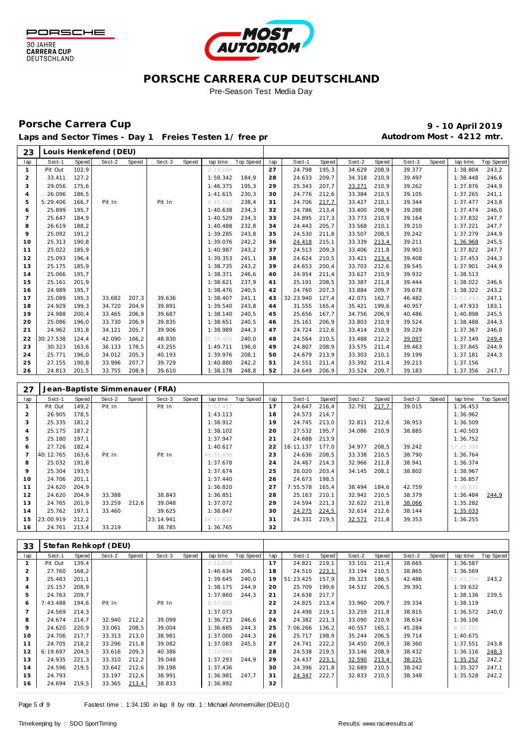# PORSCHE CARRERA CUP DEUTSCHLAND

Pre-Season Test Media Day

## Porsche Carrera Cup

**9 - 10 April 2019**

**Laps and Sector Times - Day 1 Freies Testen 1/ free pr**

**Autodrom Most - 4212 mtr.**

### 23 Louis Henkefend (DEU)

| lap | Sect-1 | Speed | Sect-2 | Speed | Sect-3 | Speed | lap time | Top Speed | lap | Sect-1 | Speed | Sect-2 | Speed | Sect-3 | Speed | lap time | Top Speed |
|---|---|---|---|---|---|---|---|---|---|---|---|---|---|---|---|---|---|
| 1 | Pit Out | 102,9 | | | | | 2:19.184 | | 27 | 24.798 | 195,3 | 34.629 | 208,9 | 39.377 | | 1:38.804 | 243,2 |
| 2 | 33.411 | 127,2 | | | | | 1:58.342 | 184,9 | 28 | 24.633 | 209,7 | 34.318 | 210,9 | 39.497 | | 1:38.448 | 246,6 |
| 3 | 29.056 | 175,6 | | | | | 1:46.375 | 195,3 | 29 | 25.343 | 207,7 | 33.271 | 210,9 | 39.262 | | 1:37.876 | 244,9 |
| 4 | 26.096 | 186,5 | | | | | 1:41.615 | 230,3 | 30 | 24.776 | 212,6 | 33.384 | 210,5 | 39.105 | | 1:37.265 | 241,1 |
| 5 | 5:29.406 | 166,7 | Pit In | | Pit In | | 6:45.502 | 238,4 | 31 | 24.706 | 217,7 | 33.427 | 210,1 | 39.344 | | 1:37.477 | 243,8 |
| 6 | 25.899 | 195,7 | | | | | 1:40.638 | 234,3 | 32 | 24.786 | 213,4 | 33.400 | 208,9 | 39.288 | | 1:37.474 | 246,0 |
| 7 | 25.647 | 184,9 | | | | | 1:40.529 | 234,3 | 33 | 24.895 | 217,3 | 33.773 | 210,9 | 39.164 | | 1:37.832 | 247,7 |
| 8 | 26.619 | 188,2 | | | | | 1:40.488 | 232,8 | 34 | 24.443 | 205,7 | 33.568 | 210,1 | 39.210 | | 1:37.221 | 247,7 |
| 9 | 25.092 | 191,2 | | | | | 1:39.285 | 243,8 | 35 | 24.530 | 211,8 | 33.507 | 208,5 | 39.242 | | 1:37.279 | 244,9 |
| 10 | 25.313 | 190,8 | | | | | 1:39.076 | 242,2 | 36 | 24.418 | 215,1 | 33.339 | 213,4 | 39.211 | | 1:36.968 | 245,5 |
| 11 | 25.022 | 185,9 | | | | | 1:40.987 | 243,2 | 37 | 24.513 | 209,3 | 33.406 | 211,8 | 39.903 | | 1:37.822 | 247,7 |
| 12 | 25.093 | 196,4 | | | | | 1:39.353 | 241,1 | 38 | 24.624 | 210,5 | 33.421 | 213,4 | 39.408 | | 1:37.453 | 244,3 |
| 13 | 25.175 | 185,9 | | | | | 1:38.735 | 243,2 | 39 | 24.653 | 200,4 | 33.703 | 212,6 | 39.545 | | 1:37.901 | 244,9 |
| 14 | 25.066 | 195,7 | | | | | 1:38.371 | 246,6 | 40 | 24.954 | 211,4 | 33.627 | 210,9 | 39.932 | | 1:38.513 | |
| 15 | 25.161 | 201,9 | | | | | 1:38.621 | 237,9 | 41 | 25.191 | 208,5 | 33.387 | 211,8 | 39.444 | | 1:38.022 | 246,6 |
| 16 | 24.989 | 195,7 | | | | | 1:38.476 | 240,5 | 42 | 24.760 | 207,3 | 33.884 | 209,7 | 39.678 | | 1:38.322 | 243,2 |
| 17 | 25.089 | 195,3 | 33.682 | 207,3 | 39.636 | | 1:38.407 | 241,1 | 43 | 32:23.940 | 127,4 | 42.071 | 162,7 | 46.482 | | 33:52.493 | 247,1 |
| 18 | 24.929 | 199,3 | 34.720 | 204,9 | 39.891 | | 1:39.540 | 243,8 | 44 | 31.555 | 165,4 | 35.421 | 199,6 | 40.957 | | 1:47.933 | 183,1 |
| 19 | 24.988 | 200,4 | 33.465 | 206,9 | 39.687 | | 1:38.140 | 240,5 | 45 | 25.656 | 167,7 | 34.756 | 206,9 | 40.486 | | 1:40.898 | 245,5 |
| 20 | 25.086 | 196,0 | 33.730 | 206,9 | 39.835 | | 1:38.651 | 240,5 | 46 | 25.161 | 206,9 | 33.803 | 210,9 | 39.524 | | 1:38.488 | 244,3 |
| 21 | 24.962 | 191,8 | 34.121 | 205,7 | 39.906 | | 1:38.989 | 244,3 | 47 | 24.724 | 212,6 | 33.414 | 210,9 | 39.229 | | 1:37.367 | 246,0 |
| 22 | 30:27.538 | 124,4 | 42.090 | 166,2 | 48.830 | | 31:58.458 | 240,0 | 48 | 24.564 | 210,5 | 33.488 | 212,2 | 39.097 | | 1:37.149 | 249,4 |
| 23 | 30.323 | 163,6 | 36.133 | 178,5 | 43.255 | | 1:49.711 | 196,0 | 49 | 24.807 | 208,9 | 33.575 | 211,4 | 39.463 | | 1:37.845 | 244,9 |
| 24 | 25.771 | 196,0 | 34.012 | 205,3 | 40.193 | | 1:39.976 | 208,1 | 50 | 24.679 | 213,9 | 33.303 | 210,1 | 39.199 | | 1:37.181 | 244,3 |
| 25 | 27.155 | 190,8 | 33.996 | 207,7 | 39.729 | | 1:40.880 | 242,2 | 51 | 24.551 | 211,4 | 33.392 | 211,4 | 39.213 | | 1:37.156 | |
| 26 | 24.813 | 201,5 | 33.755 | 208,9 | 39.610 | | 1:38.178 | 248,8 | 52 | 24.649 | 206,9 | 33.524 | 209,7 | 39.183 | | 1:37.356 | 247,7 |

### 27 Jean-Baptiste Simmenauer (FRA)

| lap | Sect-1 | Speed | Sect-2 | Speed | Sect-3 | Speed | lap time | Top Speed | lap | Sect-1 | Speed | Sect-2 | Speed | Sect-3 | Speed | lap time | Top Speed |
|---|---|---|---|---|---|---|---|---|---|---|---|---|---|---|---|---|---|
| 1 | Pit Out | 149,2 | Pit In | | Pit In | | 5:57.417 | | 17 | 24.647 | 216,4 | 32.791 | 217,7 | 39.015 | | 1:36.453 | |
| 2 | 26.905 | 178,5 | | | | | 1:43.113 | | 18 | 24.573 | 214,7 | | | | | 1:36.962 | |
| 3 | 25.335 | 181,2 | | | | | 1:38.912 | | 19 | 24.745 | 213,0 | 32.811 | 212,6 | 38.953 | | 1:36.509 | |
| 4 | 25.175 | 187,2 | | | | | 1:38.102 | | 20 | 27.532 | 195,7 | 34.086 | 210,9 | 38.885 | | 1:40.503 | |
| 5 | 25.180 | 197,1 | | | | | 1:37.947 | | 21 | 24.688 | 213,9 | | | | | 1:36.752 | |
| 6 | 27.726 | 182,4 | | | | | 1:40.617 | | 22 | 16:11.137 | 177,0 | 34.977 | 208,5 | 39.242 | | 17:25.356 | |
| 7 | 40:12.765 | 163,6 | Pit In | | Pit In | | 41:31.498 | | 23 | 24.636 | 208,5 | 33.338 | 210,5 | 38.790 | | 1:36.764 | |
| 8 | 25.032 | 191,8 | | | | | 1:37.678 | | 24 | 24.467 | 214,3 | 32.966 | 211,8 | 38.941 | | 1:36.374 | |
| 9 | 25.304 | 193,5 | | | | | 1:37.674 | | 25 | 26.020 | 203,4 | 34.145 | 208,1 | 38.802 | | 1:38.967 | |
| 10 | 24.706 | 201,1 | | | | | 1:37.440 | | 26 | 24.673 | 198,5 | | | | | 1:36.857 | |
| 11 | 24.620 | 204,9 | | | | | 1:36.820 | | 27 | 7:55.578 | 165,4 | 38.494 | 184,6 | 42.759 | | 9:16.831 | |
| 12 | 24.620 | 204,9 | 33.388 | | 38.843 | | 1:36.851 | | 28 | 25.163 | 210,1 | 32.942 | 210,5 | 38.379 | | 1:36.484 | 244,9 |
| 13 | 24.765 | 201,9 | 33.259 | 212,6 | 39.048 | | 1:37.072 | | 29 | 24.594 | 221,3 | 32.622 | 211,8 | 38.066 | | 1:35.282 | |
| 14 | 25.762 | 197,1 | 33.460 | | 39.625 | | 1:38.847 | | 30 | 24.275 | 224,5 | 32.614 | 212,6 | 38.144 | | 1:35.033 | |
| 15 | 23:00.919 | 212,2 | | | 23:14.941 | | 24:12.832 | | 31 | 24.331 | 219,5 | 32.571 | 211,8 | 39.353 | | 1:36.255 | |
| 16 | 24.761 | 213,4 | 33.219 | | 38.785 | | 1:36.765 | | 32 | | | | | | | | |

### 33 Stefan Rehkopf (DEU)

| lap | Sect-1 | Speed | Sect-2 | Speed | Sect-3 | Speed | lap time | Top Speed | lap | Sect-1 | Speed | Sect-2 | Speed | Sect-3 | Speed | lap time | Top Speed |
|---|---|---|---|---|---|---|---|---|---|---|---|---|---|---|---|---|---|
| 1 | Pit Out | 139,4 | | | | | 2:11.028 | | 17 | 24.821 | 219,1 | 33.101 | 211,4 | 38.665 | | 1:36.587 | |
| 2 | 27.760 | 168,2 | | | | | 1:46.634 | 206,1 | 18 | 24.510 | 223,1 | 33.194 | 210,5 | 38.865 | | 1:36.569 | |
| 3 | 25.483 | 201,1 | | | | | 1:39.645 | 240,0 | 19 | 51:23.425 | 157,9 | 39.323 | 186,5 | 42.486 | | 52:45.234 | 243,2 |
| 4 | 25.157 | 208,9 | | | | | 1:38.175 | 244,9 | 20 | 25.709 | 199,6 | 34.532 | 206,5 | 39.391 | | 1:39.632 | |
| 5 | 24.763 | 209,7 | | | | | 1:37.860 | 244,3 | 21 | 24.638 | 217,7 | | | | | 1:38.136 | 239,5 |
| 6 | 7:43.488 | 194,6 | Pit In | | Pit In | | 8:57.065 | | 22 | 24.825 | 213,4 | 33.960 | 209,7 | 39.334 | | 1:38.119 | |
| 7 | 24.569 | 214,3 | | | | | 1:37.073 | | 23 | 24.498 | 219,1 | 33.259 | 211,8 | 38.815 | | 1:36.572 | 240,0 |
| 8 | 24.674 | 214,7 | 32.940 | 212,2 | 39.099 | | 1:36.713 | 246,6 | 24 | 24.382 | 221,3 | 33.090 | 210,9 | 38.634 | | 1:36.106 | |
| 9 | 24.620 | 220,9 | 33.061 | 208,5 | 39.004 | | 1:36.685 | 244,3 | 25 | 7:06.266 | 136,2 | 40.557 | 165,1 | 45.284 | | 8:32.107 | |
| 10 | 24.706 | 217,7 | 33.313 | 213,0 | 38.981 | | 1:37.000 | 244,3 | 26 | 25.717 | 198,9 | 35.244 | 206,5 | 39.714 | | 1:40.675 | |
| 11 | 24.705 | 218,2 | 33.296 | 211,8 | 39.082 | | 1:37.083 | 245,5 | 27 | 24.741 | 222,2 | 34.450 | 209,3 | 38.360 | | 1:37.551 | 243,8 |
| 12 | 6:19.697 | 204,5 | 33.616 | 209,3 | 40.386 | | 7:33.699 | | 28 | 24.538 | 219,5 | 33.146 | 208,9 | 38.432 | | 1:36.116 | 248,3 |
| 13 | 24.935 | 221,3 | 33.310 | 212,2 | 39.048 | | 1:37.293 | 244,9 | 29 | 24.437 | 223,1 | 32.590 | 213,4 | 38.225 | | 1:35.252 | 242,2 |
| 14 | 24.596 | 219,5 | 33.642 | 212,6 | 39.198 | | 1:37.436 | | 30 | 24.396 | 221,8 | 32.689 | 210,5 | 38.242 | | 1:35.327 | 247,1 |
| 15 | 24.793 | | 33.197 | 212,6 | 38.991 | | 1:36.981 | 247,7 | 31 | 24.347 | 222,7 | 32.833 | 210,5 | 38.348 | | 1:35.528 | 242,2 |
| 16 | 24.694 | 219,5 | 33.365 | 213,4 | 38.833 | | 1:36.892 | | 32 | | | | | | | | |

Fastest time : 1:34.150 in lap 8 by nbr. 1 : Michael Ammermüller (DEU) ()

Timekeeping by : SDO SportTiming

Results: www.raceresults.at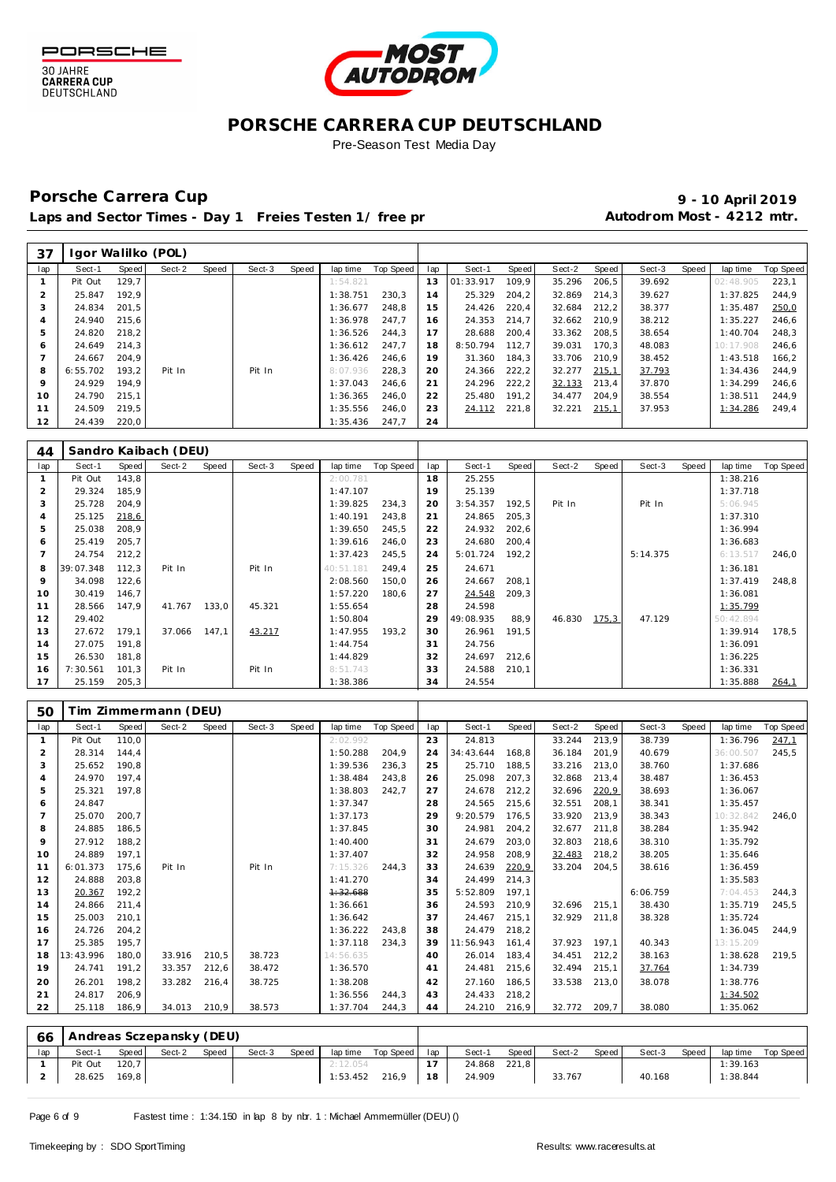# PORSCHE CARRERA CUP DEUTSCHLAND

Pre-Season Test Media Day

## Porsche Carrera Cup

**9 - 10 April 2019**

**Laps and Sector Times - Day 1 Freies Testen 1/ free pr**

**Autodrom Most - 4212 mtr.**

### 37 Igor Walilko (POL)

| lap | Sect-1 | Speed | Sect-2 | Speed | Sect-3 | Speed | lap time | Top Speed | lap | Sect-1 | Speed | Sect-2 | Speed | Sect-3 | Speed | lap time | Top Speed |
|---|---|---|---|---|---|---|---|---|---|---|---|---|---|---|---|---|---|
| 1 | Pit Out | 129,7 | | | | | 1:54.821 | | 13 | 01:33.917 | 109,9 | 35.296 | 206,5 | 39.692 | | 02:48.905 | 223,1 |
| 2 | 25.847 | 192,9 | | | | | 1:38.751 | 230,3 | 14 | 25.329 | 204,2 | 32.869 | 214,3 | 39.627 | | 1:37.825 | 244,9 |
| 3 | 24.834 | 201,5 | | | | | 1:36.677 | 248,8 | 15 | 24.426 | 220,4 | 32.684 | 212,2 | 38.377 | | 1:35.487 | 250,0 |
| 4 | 24.940 | 215,6 | | | | | 1:36.978 | 247,7 | 16 | 24.353 | 214,7 | 32.662 | 210,9 | 38.212 | | 1:35.227 | 246,6 |
| 5 | 24.820 | 218,2 | | | | | 1:36.526 | 244,3 | 17 | 28.688 | 200,4 | 33.362 | 208,5 | 38.654 | | 1:40.704 | 248,3 |
| 6 | 24.649 | 214,3 | | | | | 1:36.612 | 247,7 | 18 | 8:50.794 | 112,7 | 39.031 | 170,3 | 48.083 | | 10:17.908 | 246,6 |
| 7 | 24.667 | 204,9 | | | | | 1:36.426 | 246,6 | 19 | 31.360 | 184,3 | 33.706 | 210,9 | 38.452 | | 1:43.518 | 166,2 |
| 8 | 6:55.702 | 193,2 | Pit In | | Pit In | | 8:07.936 | 228,3 | 20 | 24.366 | 222,2 | 32.277 | 215,1 | 37.793 | | 1:34.436 | 244,9 |
| 9 | 24.929 | 194,9 | | | | | 1:37.043 | 246,6 | 21 | 24.296 | 222,2 | 32.133 | 213,4 | 37.870 | | 1:34.299 | 246,6 |
| 10 | 24.790 | 215,1 | | | | | 1:36.365 | 246,0 | 22 | 25.480 | 191,2 | 34.477 | 204,9 | 38.554 | | 1:38.511 | 244,9 |
| 11 | 24.509 | 219,5 | | | | | 1:35.556 | 246,0 | 23 | 24.112 | 221,8 | 32.221 | 215,1 | 37.953 | | 1:34.286 | 249,4 |
| 12 | 24.439 | 220,0 | | | | | 1:35.436 | 247,7 | 24 | | | | | | | | |

### 44 Sandro Kaibach (DEU)

| lap | Sect-1 | Speed | Sect-2 | Speed | Sect-3 | Speed | lap time | Top Speed | lap | Sect-1 | Speed | Sect-2 | Speed | Sect-3 | Speed | lap time | Top Speed |
|---|---|---|---|---|---|---|---|---|---|---|---|---|---|---|---|---|---|
| 1 | Pit Out | 143,8 | | | | | 2:00.781 | | 18 | 25.255 | | | | | | 1:38.216 | |
| 2 | 29.324 | 185,9 | | | | | 1:47.107 | | 19 | 25.139 | | | | | | 1:37.718 | |
| 3 | 25.728 | 204,9 | | | | | 1:39.825 | 234,3 | 20 | 3:54.357 | 192,5 | Pit In | | Pit In | | 5:06.945 | |
| 4 | 25.125 | 218,6 | | | | | 1:40.191 | 243,8 | 21 | 24.865 | 205,3 | | | | | 1:37.310 | |
| 5 | 25.038 | 208,9 | | | | | 1:39.650 | 245,5 | 22 | 24.932 | 202,6 | | | | | 1:36.994 | |
| 6 | 25.419 | 205,7 | | | | | 1:39.616 | 246,0 | 23 | 24.680 | 200,4 | | | | | 1:36.683 | |
| 7 | 24.754 | 212,2 | | | | | 1:37.423 | 245,5 | 24 | 5:01.724 | 192,2 | | | 5:14.375 | | 6:13.517 | 246,0 |
| 8 | 39:07.348 | 112,3 | Pit In | | Pit In | | 40:51.181 | 249,4 | 25 | 24.671 | | | | | | 1:36.181 | |
| 9 | 34.098 | 122,6 | | | | | 2:08.560 | 150,0 | 26 | 24.667 | 208,1 | | | | | 1:37.419 | 248,8 |
| 10 | 30.419 | 146,7 | | | | | 1:57.220 | 180,6 | 27 | 24.548 | 209,3 | | | | | 1:36.081 | |
| 11 | 28.566 | 147,9 | 41.767 | 133,0 | 45.321 | | 1:55.654 | | 28 | 24.598 | | | | | | 1:35.799 | |
| 12 | 29.402 | | | | | | 1:50.804 | | 29 | 49:08.935 | 88,9 | 46.830 | 175,3 | 47.129 | | 50:42.894 | |
| 13 | 27.672 | 179,1 | 37.066 | 147,1 | 43.217 | | 1:47.955 | 193,2 | 30 | 26.961 | 191,5 | | | | | 1:39.914 | 178,5 |
| 14 | 27.075 | 191,8 | | | | | 1:44.754 | | 31 | 24.756 | | | | | | 1:36.091 | |
| 15 | 26.530 | 181,8 | | | | | 1:44.829 | | 32 | 24.697 | 212,6 | | | | | 1:36.225 | |
| 16 | 7:30.561 | 101,3 | Pit In | | Pit In | | 8:51.743 | | 33 | 24.588 | 210,1 | | | | | 1:36.331 | |
| 17 | 25.159 | 205,3 | | | | | 1:38.386 | | 34 | 24.554 | | | | | | 1:35.888 | 264,1 |

### 50 Tim Zimmermann (DEU)

| lap | Sect-1 | Speed | Sect-2 | Speed | Sect-3 | Speed | lap time | Top Speed | lap | Sect-1 | Speed | Sect-2 | Speed | Sect-3 | Speed | lap time | Top Speed |
|---|---|---|---|---|---|---|---|---|---|---|---|---|---|---|---|---|---|
| 1 | Pit Out | 110,0 | | | | | 2:02.992 | | 23 | 24.813 | | 33.244 | 213,9 | 38.739 | | 1:36.796 | 247,1 |
| 2 | 28.314 | 144,4 | | | | | 1:50.288 | 204,9 | 24 | 34:43.644 | 168,8 | 36.184 | 201,9 | 40.679 | | 36:00.507 | 245,5 |
| 3 | 25.652 | 190,8 | | | | | 1:39.536 | 236,3 | 25 | 25.710 | 188,5 | 33.216 | 213,0 | 38.760 | | 1:37.686 | |
| 4 | 24.970 | 197,4 | | | | | 1:38.484 | 243,8 | 26 | 25.098 | 207,3 | 32.868 | 213,4 | 38.487 | | 1:36.453 | |
| 5 | 25.321 | 197,8 | | | | | 1:38.803 | 242,7 | 27 | 24.678 | 212,2 | 32.696 | 220,9 | 38.693 | | 1:36.067 | |
| 6 | 24.847 | | | | | | 1:37.347 | | 28 | 24.565 | 215,6 | 32.551 | 208,1 | 38.341 | | 1:35.457 | |
| 7 | 25.070 | 200,7 | | | | | 1:37.173 | | 29 | 9:20.579 | 176,5 | 33.920 | 213,9 | 38.343 | | 10:32.842 | 246,0 |
| 8 | 24.885 | 186,5 | | | | | 1:37.845 | | 30 | 24.981 | 204,2 | 32.677 | 211,8 | 38.284 | | 1:35.942 | |
| 9 | 27.912 | 188,2 | | | | | 1:40.400 | | 31 | 24.679 | 203,0 | 32.803 | 218,6 | 38.310 | | 1:35.792 | |
| 10 | 24.889 | 197,1 | | | | | 1:37.407 | | 32 | 24.958 | 208,9 | 32.483 | 218,2 | 38.205 | | 1:35.646 | |
| 11 | 6:01.373 | 175,6 | Pit In | | Pit In | | 7:15.326 | 244,3 | 33 | 24.639 | 220,9 | 33.204 | 204,5 | 38.616 | | 1:36.459 | |
| 12 | 24.888 | 203,8 | | | | | 1:41.270 | | 34 | 24.499 | 214,3 | | | | | 1:35.583 | |
| 13 | 20.367 | 192,2 | | | | | 1:32.688 | | 35 | 5:52.809 | 197,1 | | | 6:06.759 | | 7:04.453 | 244,3 |
| 14 | 24.866 | 211,4 | | | | | 1:36.661 | | 36 | 24.593 | 210,9 | 32.696 | 215,1 | 38.430 | | 1:35.719 | 245,5 |
| 15 | 25.003 | 210,1 | | | | | 1:36.642 | | 37 | 24.467 | 215,1 | 32.929 | 211,8 | 38.328 | | 1:35.724 | |
| 16 | 24.726 | 204,2 | | | | | 1:36.222 | 243,8 | 38 | 24.479 | 218,2 | | | | | 1:36.045 | 244,9 |
| 17 | 25.385 | 195,7 | | | | | 1:37.118 | 234,3 | 39 | 11:56.943 | 161,4 | 37.923 | 197,1 | 40.343 | | 13:15.209 | |
| 18 | 13:43.996 | 180,0 | 33.916 | 210,5 | 38.723 | | 14:56.635 | | 40 | 26.014 | 183,4 | 34.451 | 212,2 | 38.163 | | 1:38.628 | 219,5 |
| 19 | 24.741 | 191,2 | 33.357 | 212,6 | 38.472 | | 1:36.570 | | 41 | 24.481 | 215,6 | 32.494 | 215,1 | 37.764 | | 1:34.739 | |
| 20 | 26.201 | 198,2 | 33.282 | 216,4 | 38.725 | | 1:38.208 | | 42 | 27.160 | 186,5 | 33.538 | 213,0 | 38.078 | | 1:38.776 | |
| 21 | 24.817 | 206,9 | | | | | 1:36.556 | 244,3 | 43 | 24.433 | 218,2 | | | | | 1:34.502 | |
| 22 | 25.118 | 186,9 | 34.013 | 210,9 | 38.573 | | 1:37.704 | 244,3 | 44 | 24.210 | 216,9 | 32.772 | 209,7 | 38.080 | | 1:35.062 | |

### 66 Andreas Sczepansky (DEU)

| lap | Sect-1 | Speed | Sect-2 | Speed | Sect-3 | Speed | lap time | Top Speed | lap | Sect-1 | Speed | Sect-2 | Speed | Sect-3 | Speed | lap time | Top Speed |
|---|---|---|---|---|---|---|---|---|---|---|---|---|---|---|---|---|---|
| 1 | Pit Out | 120,7 | | | | | 2:12.054 | | 17 | 24.868 | 221,8 | | | | | 1:39.163 | |
| 2 | 28.625 | 169,8 | | | | | 1:53.452 | 216,9 | 18 | 24.909 | | 33.767 | | 40.168 | | 1:38.844 | |

Fastest time : 1:34.150 in lap 8 by nbr. 1 : Michael Ammermüller (DEU) ()

Timekeeping by : SDO SportTiming

Results: www.raceresults.at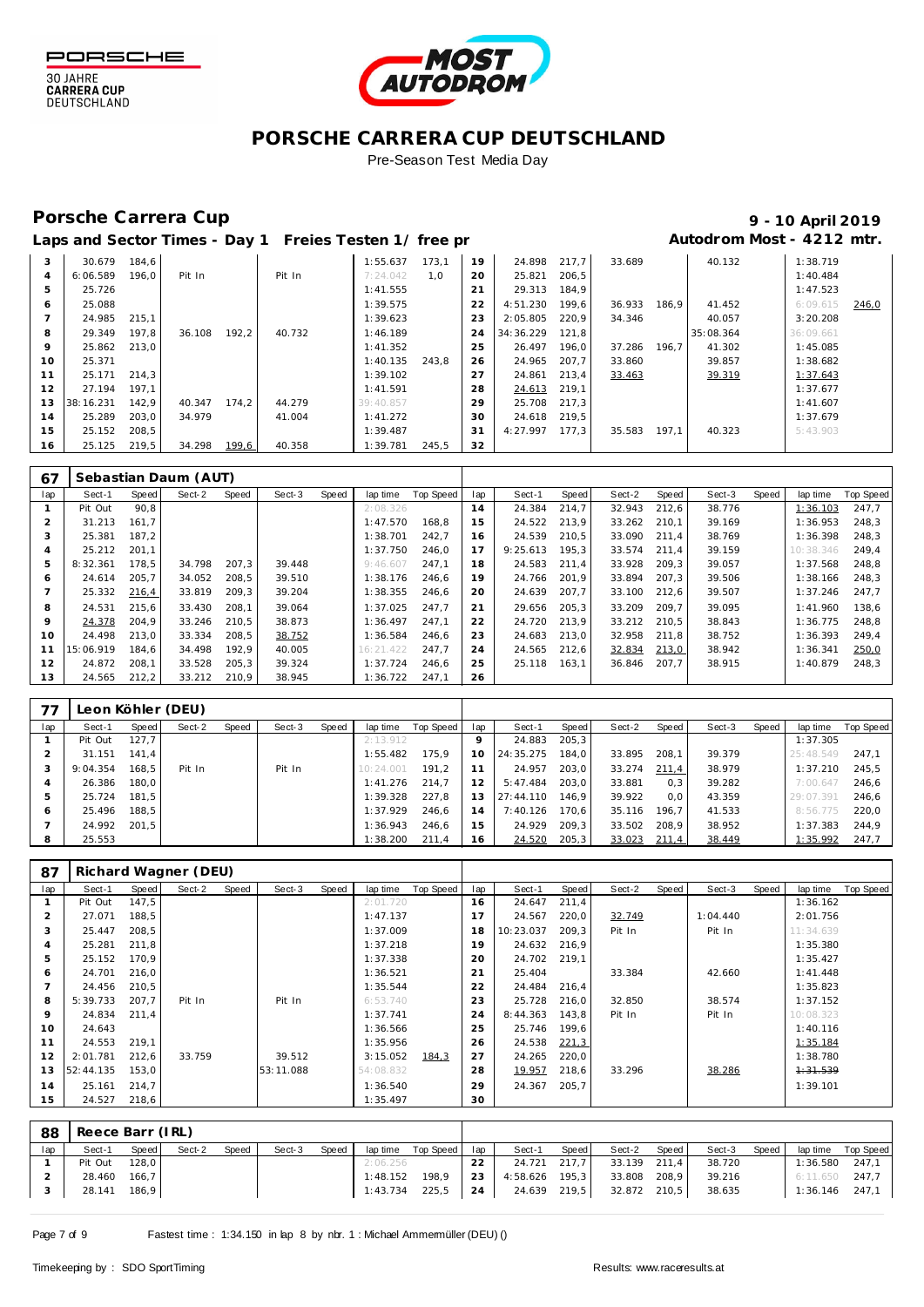# PORSCHE CARRERA CUP DEUTSCHLAND

Pre-Season Test Media Day

## Porsche Carrera Cup

**9 - 10 April 2019**

### Laps and Sector Times - Day 1 Freies Testen 1/ free pr

**Autodrom Most - 4212 mtr.**

| lap | Sect-1 | Speed | Sect-2 | Speed | Sect-3 | Speed | lap time | Top Speed | lap | Sect-1 | Speed | Sect-2 | Speed | Sect-3 | Speed | lap time | Top Speed |
|---|---|---|---|---|---|---|---|---|---|---|---|---|---|---|---|---|---|
| 3 | 30.679 | 184,6 | | | | | 1:55.637 | 173,1 | 19 | 24.898 | 217,7 | 33.689 | | 40.132 | | 1:38.719 | |
| 4 | 6:06.589 | 196,0 | Pit In | | Pit In | | 7:24.042 | 1,0 | 20 | 25.821 | 206,5 | | | | | 1:40.484 | |
| 5 | 25.726 | | | | | | 1:41.555 | | 21 | 29.313 | 184,9 | | | | | 1:47.523 | |
| 6 | 25.088 | | | | | | 1:39.575 | | 22 | 4:51.230 | 199,6 | 36.933 | 186,9 | 41.452 | | 6:09.615 | 246,0 |
| 7 | 24.985 | 215,1 | | | | | 1:39.623 | | 23 | 2:05.805 | 220,9 | 34.346 | | 40.057 | | 3:20.208 | |
| 8 | 29.349 | 197,8 | 36.108 | 192,2 | 40.732 | | 1:46.189 | | 24 | 34:36.229 | 121,8 | | | 35:08.364 | | 36:09.661 | |
| 9 | 25.862 | 213,0 | | | | | 1:41.352 | | 25 | 26.497 | 196,0 | 37.286 | 196,7 | 41.302 | | 1:45.085 | |
| 10 | 25.371 | | | | | | 1:40.135 | 243,8 | 26 | 24.965 | 207,7 | 33.860 | | 39.857 | | 1:38.682 | |
| 11 | 25.171 | 214,3 | | | | | 1:39.102 | | 27 | 24.861 | 213,4 | 33.463 | | 39.319 | | 1:37.643 | |
| 12 | 27.194 | 197,1 | | | | | 1:41.591 | | 28 | 24.613 | 219,1 | | | | | 1:37.677 | |
| 13 | 38:16.231 | 142,9 | 40.347 | 174,2 | 44.279 | | 39:40.857 | | 29 | 25.708 | 217,3 | | | | | 1:41.607 | |
| 14 | 25.289 | 203,0 | 34.979 | | 41.004 | | 1:41.272 | | 30 | 24.618 | 219,5 | | | | | 1:37.679 | |
| 15 | 25.152 | 208,5 | | | | | 1:39.487 | | 31 | 4:27.997 | 177,3 | 35.583 | 197,1 | 40.323 | | 5:43.903 | |
| 16 | 25.125 | 219,5 | 34.298 | 199,6 | 40.358 | | 1:39.781 | 245,5 | 32 | | | | | | | | |

### 67 Sebastian Daum (AUT)

| lap | Sect-1 | Speed | Sect-2 | Speed | Sect-3 | Speed | lap time | Top Speed | lap | Sect-1 | Speed | Sect-2 | Speed | Sect-3 | Speed | lap time | Top Speed |
|---|---|---|---|---|---|---|---|---|---|---|---|---|---|---|---|---|---|
| 1 | Pit Out | 90,8 | | | | | 2:08.326 | | 14 | 24.384 | 214,7 | 32.943 | 212,6 | 38.776 | | 1:36.103 | 247,7 |
| 2 | 31.213 | 161,7 | | | | | 1:47.570 | 168,8 | 15 | 24.522 | 213,9 | 33.262 | 210,1 | 39.169 | | 1:36.953 | 248,3 |
| 3 | 25.381 | 187,2 | | | | | 1:38.701 | 242,7 | 16 | 24.539 | 210,5 | 33.090 | 211,4 | 38.769 | | 1:36.398 | 248,3 |
| 4 | 25.212 | 201,1 | | | | | 1:37.750 | 246,0 | 17 | 9:25.613 | 195,3 | 33.574 | 211,4 | 39.159 | | 10:38.346 | 249,4 |
| 5 | 8:32.361 | 178,5 | 34.798 | 207,3 | 39.448 | | 9:46.607 | 247,1 | 18 | 24.583 | 211,4 | 33.928 | 209,3 | 39.057 | | 1:37.568 | 248,8 |
| 6 | 24.614 | 205,7 | 34.052 | 208,5 | 39.510 | | 1:38.176 | 246,6 | 19 | 24.766 | 201,9 | 33.894 | 207,3 | 39.506 | | 1:38.166 | 248,3 |
| 7 | 25.332 | 216,4 | 33.819 | 209,3 | 39.204 | | 1:38.355 | 246,6 | 20 | 24.639 | 207,7 | 33.100 | 212,6 | 39.507 | | 1:37.246 | 247,7 |
| 8 | 24.531 | 215,6 | 33.430 | 208,1 | 39.064 | | 1:37.025 | 247,7 | 21 | 29.656 | 205,3 | 33.209 | 209,7 | 39.095 | | 1:41.960 | 138,6 |
| 9 | 24.378 | 204,9 | 33.246 | 210,5 | 38.873 | | 1:36.497 | 247,1 | 22 | 24.720 | 213,9 | 33.212 | 210,5 | 38.843 | | 1:36.775 | 248,8 |
| 10 | 24.498 | 213,0 | 33.334 | 208,5 | 38.752 | | 1:36.584 | 246,6 | 23 | 24.683 | 213,0 | 32.958 | 211,8 | 38.752 | | 1:36.393 | 249,4 |
| 11 | 15:06.919 | 184,6 | 34.498 | 192,9 | 40.005 | | 16:21.422 | 247,7 | 24 | 24.565 | 212,6 | 32.834 | 213,0 | 38.942 | | 1:36.341 | 250,0 |
| 12 | 24.872 | 208,1 | 33.528 | 205,3 | 39.324 | | 1:37.724 | 246,6 | 25 | 25.118 | 163,1 | 36.846 | 207,7 | 38.915 | | 1:40.879 | 248,3 |
| 13 | 24.565 | 212,2 | 33.212 | 210,9 | 38.945 | | 1:36.722 | 247,1 | 26 | | | | | | | | |

### 77 Leon Köhler (DEU)

| lap | Sect-1 | Speed | Sect-2 | Speed | Sect-3 | Speed | lap time | Top Speed | lap | Sect-1 | Speed | Sect-2 | Speed | Sect-3 | Speed | lap time | Top Speed |
|---|---|---|---|---|---|---|---|---|---|---|---|---|---|---|---|---|---|
| 1 | Pit Out | 127,7 | | | | | 2:13.912 | | 9 | 24.883 | 205,3 | | | | | 1:37.305 | |
| 2 | 31.151 | 141,4 | | | | | 1:55.482 | 175,9 | 10 | 24:35.275 | 184,0 | 33.895 | 208,1 | 39.379 | | 25:48.549 | 247,1 |
| 3 | 9:04.354 | 168,5 | Pit In | | Pit In | | 10:24.001 | 191,2 | 11 | 24.957 | 203,0 | 33.274 | 211,4 | 38.979 | | 1:37.210 | 245,5 |
| 4 | 26.386 | 180,0 | | | | | 1:41.276 | 214,7 | 12 | 5:47.484 | 203,0 | 33.881 | 0,3 | 39.282 | | 7:00.647 | 246,6 |
| 5 | 25.724 | 181,5 | | | | | 1:39.328 | 227,8 | 13 | 27:44.110 | 146,9 | 39.922 | 0,0 | 43.359 | | 29:07.391 | 246,6 |
| 6 | 25.496 | 188,5 | | | | | 1:37.929 | 246,6 | 14 | 7:40.126 | 170,6 | 35.116 | 196,7 | 41.533 | | 8:56.775 | 220,0 |
| 7 | 24.992 | 201,5 | | | | | 1:36.943 | 246,6 | 15 | 24.929 | 209,3 | 33.502 | 208,9 | 38.952 | | 1:37.383 | 244,9 |
| 8 | 25.553 | | | | | | 1:38.200 | 211,4 | 16 | 24.520 | 205,3 | 33.023 | 211,4 | 38.449 | | 1:35.992 | 247,7 |

### 87 Richard Wagner (DEU)

| lap | Sect-1 | Speed | Sect-2 | Speed | Sect-3 | Speed | lap time | Top Speed | lap | Sect-1 | Speed | Sect-2 | Speed | Sect-3 | Speed | lap time | Top Speed |
|---|---|---|---|---|---|---|---|---|---|---|---|---|---|---|---|---|---|
| 1 | Pit Out | 147,5 | | | | | 2:01.720 | | 16 | 24.647 | 211,4 | | | | | 1:36.162 | |
| 2 | 27.071 | 188,5 | | | | | 1:47.137 | | 17 | 24.567 | 220,0 | 32.749 | | 1:04.440 | | 2:01.756 | |
| 3 | 25.447 | 208,5 | | | | | 1:37.009 | | 18 | 10:23.037 | 209,3 | Pit In | | Pit In | | 11:34.639 | |
| 4 | 25.281 | 211,8 | | | | | 1:37.218 | | 19 | 24.632 | 216,9 | | | | | 1:35.380 | |
| 5 | 25.152 | 170,9 | | | | | 1:37.338 | | 20 | 24.702 | 219,1 | | | | | 1:35.427 | |
| 6 | 24.701 | 216,0 | | | | | 1:36.521 | | 21 | 25.404 | | 33.384 | | 42.660 | | 1:41.448 | |
| 7 | 24.456 | 210,5 | | | | | 1:35.544 | | 22 | 24.484 | 216,4 | | | | | 1:35.823 | |
| 8 | 5:39.733 | 207,7 | Pit In | | Pit In | | 6:53.740 | | 23 | 25.728 | 216,0 | 32.850 | | 38.574 | | 1:37.152 | |
| 9 | 24.834 | 211,4 | | | | | 1:37.741 | | 24 | 8:44.363 | 143,8 | Pit In | | Pit In | | 10:08.323 | |
| 10 | 24.643 | | | | | | 1:36.566 | | 25 | 25.746 | 199,6 | | | | | 1:40.116 | |
| 11 | 24.553 | 219,1 | | | | | 1:35.956 | | 26 | 24.538 | 221,3 | | | | | 1:35.184 | |
| 12 | 2:01.781 | 212,6 | 33.759 | | 39.512 | | 3:15.052 | 184,3 | 27 | 24.265 | 220,0 | | | | | 1:38.780 | |
| 13 | 52:44.135 | 153,0 | | | 53:11.088 | | 54:08.832 | | 28 | 19.957 | 218,6 | 33.296 | | 38.286 | | ~~1:31.539~~ | |
| 14 | 25.161 | 214,7 | | | | | 1:36.540 | | 29 | 24.367 | 205,7 | | | | | 1:39.101 | |
| 15 | 24.527 | 218,6 | | | | | 1:35.497 | | 30 | | | | | | | | |

### 88 Reece Barr (IRL)

| lap | Sect-1 | Speed | Sect-2 | Speed | Sect-3 | Speed | lap time | Top Speed | lap | Sect-1 | Speed | Sect-2 | Speed | Sect-3 | Speed | lap time | Top Speed |
|---|---|---|---|---|---|---|---|---|---|---|---|---|---|---|---|---|---|
| 1 | Pit Out | 128,0 | | | | | 2:06.256 | | 22 | 24.721 | 217,7 | 33.139 | 211,4 | 38.720 | | 1:36.580 | 247,1 |
| 2 | 28.460 | 166,7 | | | | | 1:48.152 | 198,9 | 23 | 4:58.626 | 195,3 | 33.808 | 208,9 | 39.216 | | 6:11.650 | 247,7 |
| 3 | 28.141 | 186,9 | | | | | 1:43.734 | 225,5 | 24 | 24.639 | 219,5 | 32.872 | 210,5 | 38.635 | | 1:36.146 | 247,1 |

Fastest time : 1:34.150 in lap 8 by nbr. 1 : Michael Ammermüller (DEU) ()

Timekeeping by : SDO SportTiming

Results: www.raceresults.at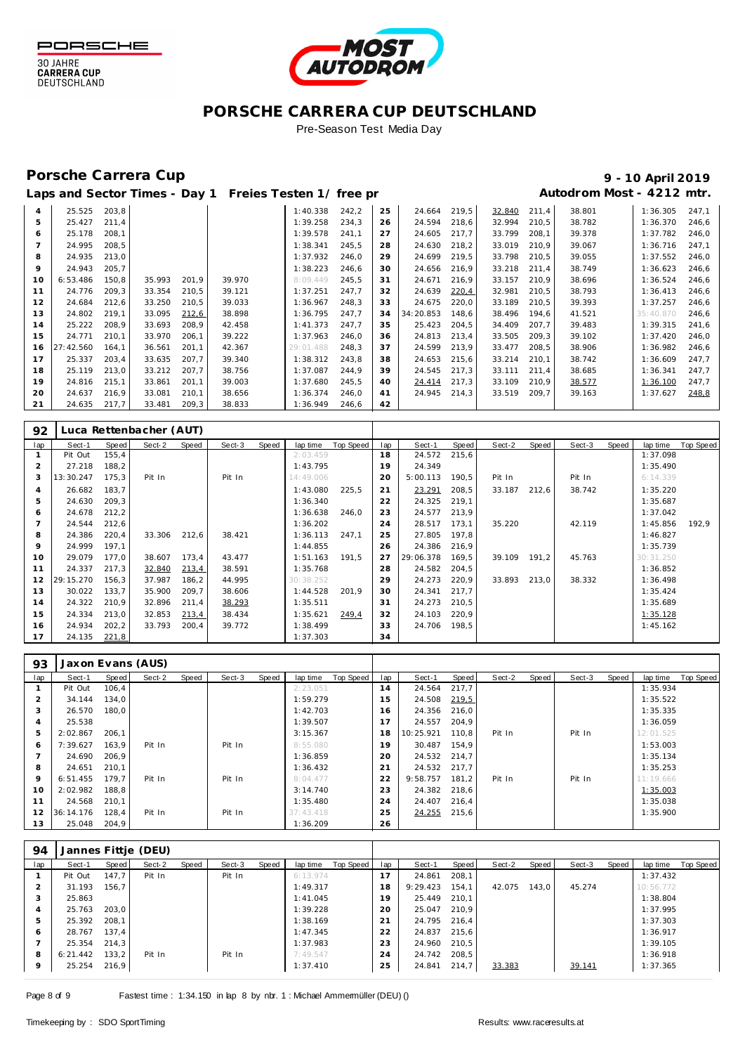# PORSCHE CARRERA CUP DEUTSCHLAND

Pre-Season Test Media Day

## Porsche Carrera Cup

**9 - 10 April 2019**

**Laps and Sector Times - Day 1 Freies Testen 1/ free pr**

**Autodrom Most - 4212 mtr.**

| lap | Sect-1 | Speed | Sect-2 | Speed | Sect-3 | Speed | lap time | Top Speed | lap | Sect-1 | Speed | Sect-2 | Speed | Sect-3 | Speed | lap time | Top Speed |
|---|---|---|---|---|---|---|---|---|---|---|---|---|---|---|---|---|---|
| 4 | 25.525 | 203,8 | | | | | 1:40.338 | 242,2 | 25 | 24.664 | 219,5 | 32.840 | 211,4 | 38.801 | | 1:36.305 | 247,1 |
| 5 | 25.427 | 211,4 | | | | | 1:39.258 | 234,3 | 26 | 24.594 | 218,6 | 32.994 | 210,5 | 38.782 | | 1:36.370 | 246,6 |
| 6 | 25.178 | 208,1 | | | | | 1:39.578 | 241,1 | 27 | 24.605 | 217,7 | 33.799 | 208,1 | 39.378 | | 1:37.782 | 246,0 |
| 7 | 24.995 | 208,5 | | | | | 1:38.341 | 245,5 | 28 | 24.630 | 218,2 | 33.019 | 210,9 | 39.067 | | 1:36.716 | 247,1 |
| 8 | 24.935 | 213,0 | | | | | 1:37.932 | 246,0 | 29 | 24.699 | 219,5 | 33.798 | 210,5 | 39.055 | | 1:37.552 | 246,0 |
| 9 | 24.943 | 205,7 | | | | | 1:38.223 | 246,6 | 30 | 24.656 | 216,9 | 33.218 | 211,4 | 38.749 | | 1:36.623 | 246,6 |
| 10 | 6:53.486 | 150,8 | 35.993 | 201,9 | 39.970 | | 8:09.449 | 245,5 | 31 | 24.671 | 216,9 | 33.157 | 210,9 | 38.696 | | 1:36.524 | 246,6 |
| 11 | 24.776 | 209,3 | 33.354 | 210,5 | 39.121 | | 1:37.251 | 247,7 | 32 | 24.639 | 220,4 | 32.981 | 210,5 | 38.793 | | 1:36.413 | 246,6 |
| 12 | 24.684 | 212,6 | 33.250 | 210,5 | 39.033 | | 1:36.967 | 248,3 | 33 | 24.675 | 220,0 | 33.189 | 210,5 | 39.393 | | 1:37.257 | 246,6 |
| 13 | 24.802 | 219,1 | 33.095 | 212,6 | 38.898 | | 1:36.795 | 247,7 | 34 | 34:20.853 | 148,6 | 38.496 | 194,6 | 41.521 | | 35:40.870 | 246,6 |
| 14 | 25.222 | 208,9 | 33.693 | 208,9 | 42.458 | | 1:41.373 | 247,7 | 35 | 25.423 | 204,5 | 34.409 | 207,7 | 39.483 | | 1:39.315 | 241,6 |
| 15 | 24.771 | 210,1 | 33.970 | 206,1 | 39.222 | | 1:37.963 | 246,0 | 36 | 24.813 | 213,4 | 33.505 | 209,3 | 39.102 | | 1:37.420 | 246,0 |
| 16 | 27:42.560 | 164,1 | 36.561 | 201,1 | 42.367 | | 29:01.488 | 248,3 | 37 | 24.599 | 213,9 | 33.477 | 208,5 | 38.906 | | 1:36.982 | 246,6 |
| 17 | 25.337 | 203,4 | 33.635 | 207,7 | 39.340 | | 1:38.312 | 243,8 | 38 | 24.653 | 215,6 | 33.214 | 210,1 | 38.742 | | 1:36.609 | 247,7 |
| 18 | 25.119 | 213,0 | 33.212 | 207,7 | 38.756 | | 1:37.087 | 244,9 | 39 | 24.545 | 217,3 | 33.111 | 211,4 | 38.685 | | 1:36.341 | 247,7 |
| 19 | 24.816 | 215,1 | 33.861 | 201,1 | 39.003 | | 1:37.680 | 245,5 | 40 | 24.414 | 217,3 | 33.109 | 210,9 | 38.577 | | 1:36.100 | 247,7 |
| 20 | 24.637 | 216,9 | 33.081 | 210,1 | 38.656 | | 1:36.374 | 246,0 | 41 | 24.945 | 214,3 | 33.519 | 209,7 | 39.163 | | 1:37.627 | 248,8 |
| 21 | 24.635 | 217,7 | 33.481 | 209,3 | 38.833 | | 1:36.949 | 246,6 | 42 | | | | | | | | |

### 92 Luca Rettenbacher (AUT)

| lap | Sect-1 | Speed | Sect-2 | Speed | Sect-3 | Speed | lap time | Top Speed | lap | Sect-1 | Speed | Sect-2 | Speed | Sect-3 | Speed | lap time | Top Speed |
|---|---|---|---|---|---|---|---|---|---|---|---|---|---|---|---|---|---|
| 1 | Pit Out | 155,4 | | | | | 2:03.459 | | 18 | 24.572 | 215,6 | | | | | 1:37.098 | |
| 2 | 27.218 | 188,2 | | | | | 1:43.795 | | 19 | 24.349 | | | | | | 1:35.490 | |
| 3 | 13:30.247 | 175,3 | Pit In | | Pit In | | 14:49.006 | | 20 | 5:00.113 | 190,5 | Pit In | | Pit In | | 6:14.339 | |
| 4 | 26.682 | 183,7 | | | | | 1:43.080 | 225,5 | 21 | 23.291 | 208,5 | 33.187 | 212,6 | 38.742 | | 1:35.220 | |
| 5 | 24.630 | 209,3 | | | | | 1:36.340 | | 22 | 24.325 | 219,1 | | | | | 1:35.687 | |
| 6 | 24.678 | 212,2 | | | | | 1:36.638 | 246,0 | 23 | 24.577 | 213,9 | | | | | 1:37.042 | |
| 7 | 24.544 | 212,6 | | | | | 1:36.202 | | 24 | 28.517 | 173,1 | 35.220 | | 42.119 | | 1:45.856 | 192,9 |
| 8 | 24.386 | 220,4 | 33.306 | 212,6 | 38.421 | | 1:36.113 | 247,1 | 25 | 27.805 | 197,8 | | | | | 1:46.827 | |
| 9 | 24.999 | 197,1 | | | | | 1:44.855 | | 26 | 24.386 | 216,9 | | | | | 1:35.739 | |
| 10 | 29.079 | 177,0 | 38.607 | 173,4 | 43.477 | | 1:51.163 | 191,5 | 27 | 29:06.378 | 169,5 | 39.109 | 191,2 | 45.763 | | 30:31.250 | |
| 11 | 24.337 | 217,3 | 32.840 | 213,4 | 38.591 | | 1:35.768 | | 28 | 24.582 | 204,5 | | | | | 1:36.852 | |
| 12 | 29:15.270 | 156,3 | 37.987 | 186,2 | 44.995 | | 30:38.252 | | 29 | 24.273 | 220,9 | 33.893 | 213,0 | 38.332 | | 1:36.498 | |
| 13 | 30.022 | 133,7 | 35.900 | 209,7 | 38.606 | | 1:44.528 | 201,9 | 30 | 24.341 | 217,7 | | | | | 1:35.424 | |
| 14 | 24.322 | 210,9 | 32.896 | 211,4 | 38.293 | | 1:35.511 | | 31 | 24.273 | 210,5 | | | | | 1:35.689 | |
| 15 | 24.334 | 213,0 | 32.853 | 213,4 | 38.434 | | 1:35.621 | 249,4 | 32 | 24.103 | 220,9 | | | | | 1:35.128 | |
| 16 | 24.934 | 202,2 | 33.793 | 200,4 | 39.772 | | 1:38.499 | | 33 | 24.706 | 198,5 | | | | | 1:45.162 | |
| 17 | 24.135 | 221,8 | | | | | 1:37.303 | | 34 | | | | | | | | |

### 93 Jaxon Evans (AUS)

| lap | Sect-1 | Speed | Sect-2 | Speed | Sect-3 | Speed | lap time | Top Speed | lap | Sect-1 | Speed | Sect-2 | Speed | Sect-3 | Speed | lap time | Top Speed |
|---|---|---|---|---|---|---|---|---|---|---|---|---|---|---|---|---|---|
| 1 | Pit Out | 106,4 | | | | | 2:23.051 | | 14 | 24.564 | 217,7 | | | | | 1:35.934 | |
| 2 | 34.144 | 134,0 | | | | | 1:59.279 | | 15 | 24.508 | 219,5 | | | | | 1:35.522 | |
| 3 | 26.570 | 180,0 | | | | | 1:42.703 | | 16 | 24.356 | 216,0 | | | | | 1:35.335 | |
| 4 | 25.538 | | | | | | 1:39.507 | | 17 | 24.557 | 204,9 | | | | | 1:36.059 | |
| 5 | 2:02.867 | 206,1 | | | | | 3:15.367 | | 18 | 10:25.921 | 110,8 | Pit In | | Pit In | | 12:01.525 | |
| 6 | 7:39.627 | 163,9 | Pit In | | Pit In | | 8:55.080 | | 19 | 30.487 | 154,9 | | | | | 1:53.003 | |
| 7 | 24.690 | 206,9 | | | | | 1:36.859 | | 20 | 24.532 | 214,7 | | | | | 1:35.134 | |
| 8 | 24.651 | 210,1 | | | | | 1:36.432 | | 21 | 24.532 | 217,7 | | | | | 1:35.253 | |
| 9 | 6:51.455 | 179,7 | Pit In | | Pit In | | 8:04.477 | | 22 | 9:58.757 | 181,2 | Pit In | | Pit In | | 11:19.666 | |
| 10 | 2:02.982 | 188,8 | | | | | 3:14.740 | | 23 | 24.382 | 218,6 | | | | | 1:35.003 | |
| 11 | 24.568 | 210,1 | | | | | 1:35.480 | | 24 | 24.407 | 216,4 | | | | | 1:35.038 | |
| 12 | 36:14.176 | 128,4 | Pit In | | Pit In | | 37:43.418 | | 25 | 24.255 | 215,6 | | | | | 1:35.900 | |
| 13 | 25.048 | 204,9 | | | | | 1:36.209 | | 26 | | | | | | | | |

### 94 Jannes Fittje (DEU)

| lap | Sect-1 | Speed | Sect-2 | Speed | Sect-3 | Speed | lap time | Top Speed | lap | Sect-1 | Speed | Sect-2 | Speed | Sect-3 | Speed | lap time | Top Speed |
|---|---|---|---|---|---|---|---|---|---|---|---|---|---|---|---|---|---|
| 1 | Pit Out | 147,7 | Pit In | | Pit In | | 6:13.974 | | 17 | 24.861 | 208,1 | | | | | 1:37.432 | |
| 2 | 31.193 | 156,7 | | | | | 1:49.317 | | 18 | 9:29.423 | 154,1 | 42.075 | 143,0 | 45.274 | | 10:56.772 | |
| 3 | 25.863 | | | | | | 1:41.045 | | 19 | 25.449 | 210,1 | | | | | 1:38.804 | |
| 4 | 25.763 | 203,0 | | | | | 1:39.228 | | 20 | 25.047 | 210,9 | | | | | 1:37.995 | |
| 5 | 25.392 | 208,1 | | | | | 1:38.169 | | 21 | 24.795 | 216,4 | | | | | 1:37.303 | |
| 6 | 28.767 | 137,4 | | | | | 1:47.345 | | 22 | 24.837 | 215,6 | | | | | 1:36.917 | |
| 7 | 25.354 | 214,3 | | | | | 1:37.983 | | 23 | 24.960 | 210,5 | | | | | 1:39.105 | |
| 8 | 6:21.442 | 133,2 | Pit In | | Pit In | | 7:49.547 | | 24 | 24.742 | 208,5 | | | | | 1:36.918 | |
| 9 | 25.254 | 216,9 | | | | | 1:37.410 | | 25 | 24.841 | 214,7 | 33.383 | | 39.141 | | 1:37.365 | |

Fastest time : 1:34.150 in lap 8 by nbr. 1 : Michael Ammermüller (DEU) ()

Timekeeping by : SDO SportTiming

Results: www.raceresults.at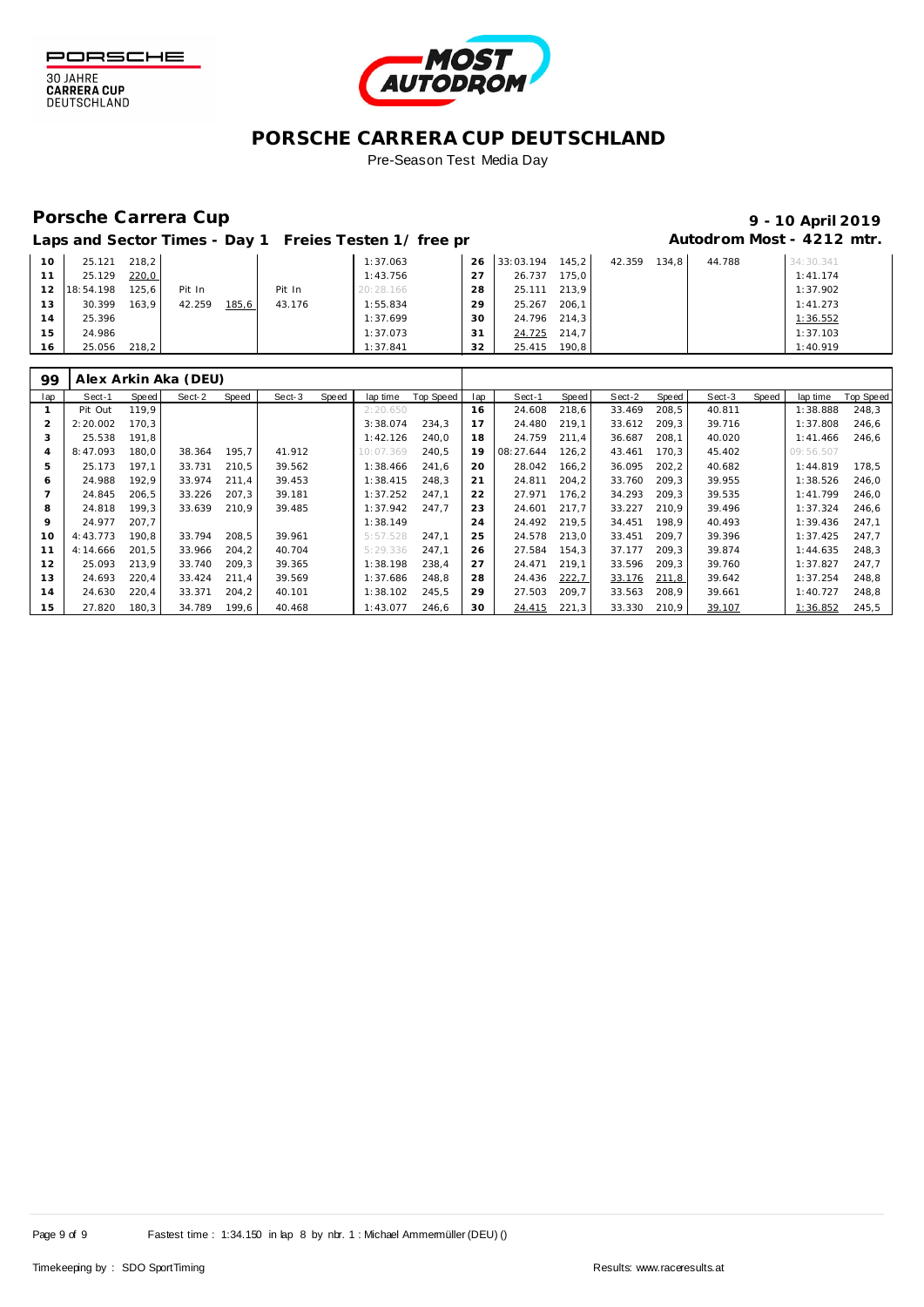# PORSCHE CARRERA CUP DEUTSCHLAND

Pre-Season Test Media Day

## Porsche Carrera Cup

**9 - 10 April 2019**

### Laps and Sector Times - Day 1 Freies Testen 1/ free pr

**Autodrom Most - 4212 mtr.**

| lap | Sect-1 | Speed | Sect-2 | Speed | Sect-3 | Speed | lap time | Top Speed | lap | Sect-1 | Speed | Sect-2 | Speed | Sect-3 | Speed | lap time | Top Speed |
|---|---|---|---|---|---|---|---|---|---|---|---|---|---|---|---|---|---|
| 10 | 25.121 | 218,2 | | | | | 1:37.063 | | 26 | 33:03.194 | 145,2 | 42.359 | 134,8 | 44.788 | | 34:30.341 | |
| 11 | 25.129 | 220,0 | | | | | 1:43.756 | | 27 | 26.737 | 175,0 | | | | | 1:41.174 | |
| 12 | 18:54.198 | 125,6 | Pit In | | Pit In | | 20:28.166 | | 28 | 25.111 | 213,9 | | | | | 1:37.902 | |
| 13 | 30.399 | 163,9 | 42.259 | 185,6 | 43.176 | | 1:55.834 | | 29 | 25.267 | 206,1 | | | | | 1:41.273 | |
| 14 | 25.396 | | | | | | 1:37.699 | | 30 | 24.796 | 214,3 | | | | | 1:36.552 | |
| 15 | 24.986 | | | | | | 1:37.073 | | 31 | 24.725 | 214,7 | | | | | 1:37.103 | |
| 16 | 25.056 | 218,2 | | | | | 1:37.841 | | 32 | 25.415 | 190,8 | | | | | 1:40.919 | |

**99 Alex Arkin Aka (DEU)**

| lap | Sect-1 | Speed | Sect-2 | Speed | Sect-3 | Speed | lap time | Top Speed | lap | Sect-1 | Speed | Sect-2 | Speed | Sect-3 | Speed | lap time | Top Speed |
|---|---|---|---|---|---|---|---|---|---|---|---|---|---|---|---|---|---|
| 1 | Pit Out | 119,9 | | | | | 2:20.650 | | 16 | 24.608 | 218,6 | 33.469 | 208,5 | 40.811 | | 1:38.888 | 248,3 |
| 2 | 2:20.002 | 170,3 | | | | | 3:38.074 | 234,3 | 17 | 24.480 | 219,1 | 33.612 | 209,3 | 39.716 | | 1:37.808 | 246,6 |
| 3 | 25.538 | 191,8 | | | | | 1:42.126 | 240,0 | 18 | 24.759 | 211,4 | 36.687 | 208,1 | 40.020 | | 1:41.466 | 246,6 |
| 4 | 8:47.093 | 180,0 | 38.364 | 195,7 | 41.912 | | 10:07.369 | 240,5 | 19 | 08:27.644 | 126,2 | 43.461 | 170,3 | 45.402 | | 09:56.507 | |
| 5 | 25.173 | 197,1 | 33.731 | 210,5 | 39.562 | | 1:38.466 | 241,6 | 20 | 28.042 | 166,2 | 36.095 | 202,2 | 40.682 | | 1:44.819 | 178,5 |
| 6 | 24.988 | 192,9 | 33.974 | 211,4 | 39.453 | | 1:38.415 | 248,3 | 21 | 24.811 | 204,2 | 33.760 | 209,3 | 39.955 | | 1:38.526 | 246,0 |
| 7 | 24.845 | 206,5 | 33.226 | 207,3 | 39.181 | | 1:37.252 | 247,1 | 22 | 27.971 | 176,2 | 34.293 | 209,3 | 39.535 | | 1:41.799 | 246,0 |
| 8 | 24.818 | 199,3 | 33.639 | 210,9 | 39.485 | | 1:37.942 | 247,7 | 23 | 24.601 | 217,7 | 33.227 | 210,9 | 39.496 | | 1:37.324 | 246,6 |
| 9 | 24.977 | 207,7 | | | | | 1:38.149 | | 24 | 24.492 | 219,5 | 34.451 | 198,9 | 40.493 | | 1:39.436 | 247,1 |
| 10 | 4:43.773 | 190,8 | 33.794 | 208,5 | 39.961 | | 5:57.528 | 247,1 | 25 | 24.578 | 213,0 | 33.451 | 209,7 | 39.396 | | 1:37.425 | 247,7 |
| 11 | 4:14.666 | 201,5 | 33.966 | 204,2 | 40.704 | | 5:29.336 | 247,1 | 26 | 27.584 | 154,3 | 37.177 | 209,3 | 39.874 | | 1:44.635 | 248,3 |
| 12 | 25.093 | 213,9 | 33.740 | 209,3 | 39.365 | | 1:38.198 | 238,4 | 27 | 24.471 | 219,1 | 33.596 | 209,3 | 39.760 | | 1:37.827 | 247,7 |
| 13 | 24.693 | 220,4 | 33.424 | 211,4 | 39.569 | | 1:37.686 | 248,8 | 28 | 24.436 | 222,7 | 33.176 | 211,8 | 39.642 | | 1:37.254 | 248,8 |
| 14 | 24.630 | 220,4 | 33.371 | 204,2 | 40.101 | | 1:38.102 | 245,5 | 29 | 27.503 | 209,7 | 33.563 | 208,9 | 39.661 | | 1:40.727 | 248,8 |
| 15 | 27.820 | 180,3 | 34.789 | 199,6 | 40.468 | | 1:43.077 | 246,6 | 30 | 24.415 | 221,3 | 33.330 | 210,9 | 39.107 | | 1:36.852 | 245,5 |

Fastest time : 1:34.150 in lap 8 by nbr. 1 : Michael Ammermüller (DEU) ()

Timekeeping by : SDO SportTiming

Results: www.raceresults.at